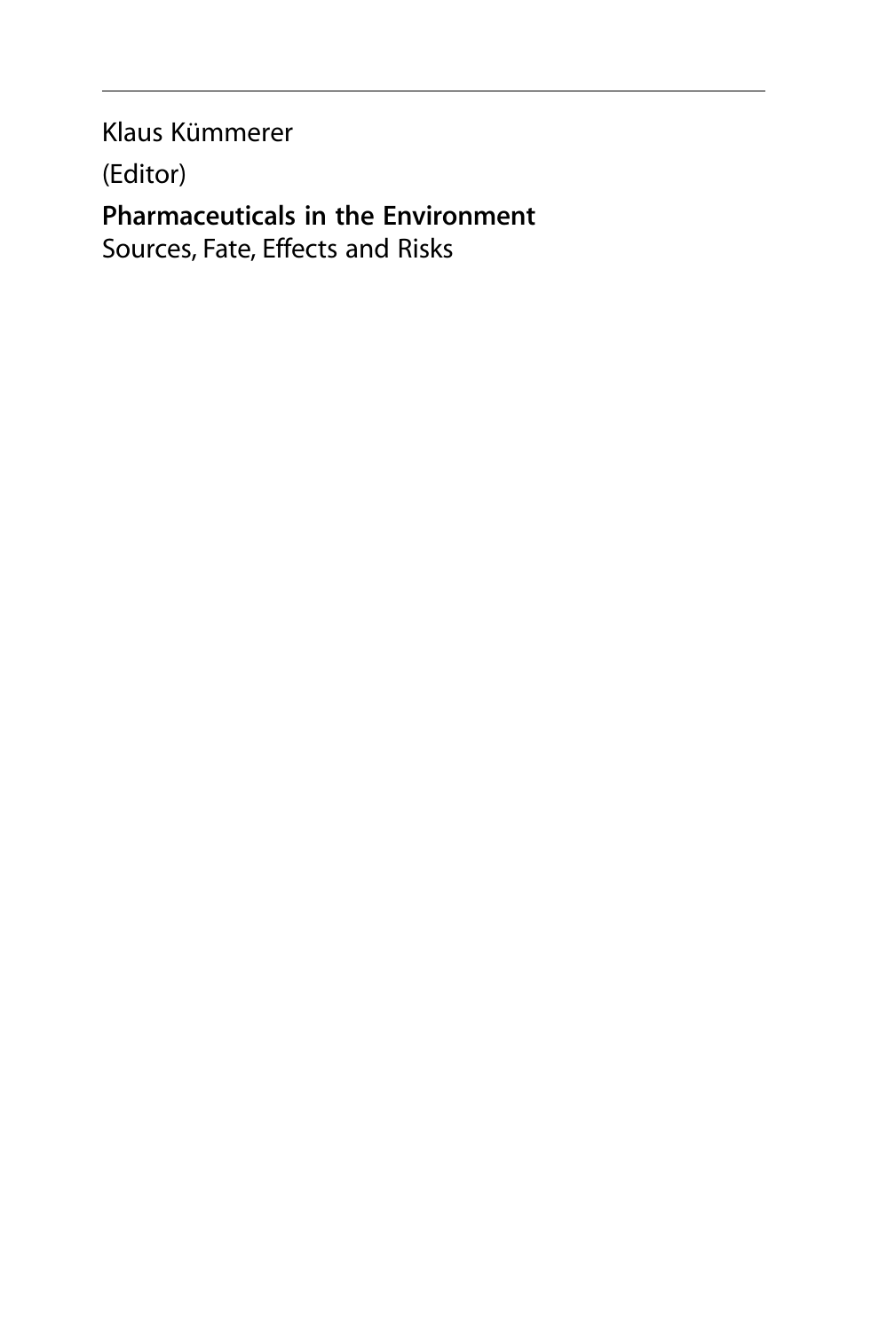Klaus Kümmerer

(Editor)

**Pharmaceuticals in the Environment**

Sources, Fate, Effects and Risks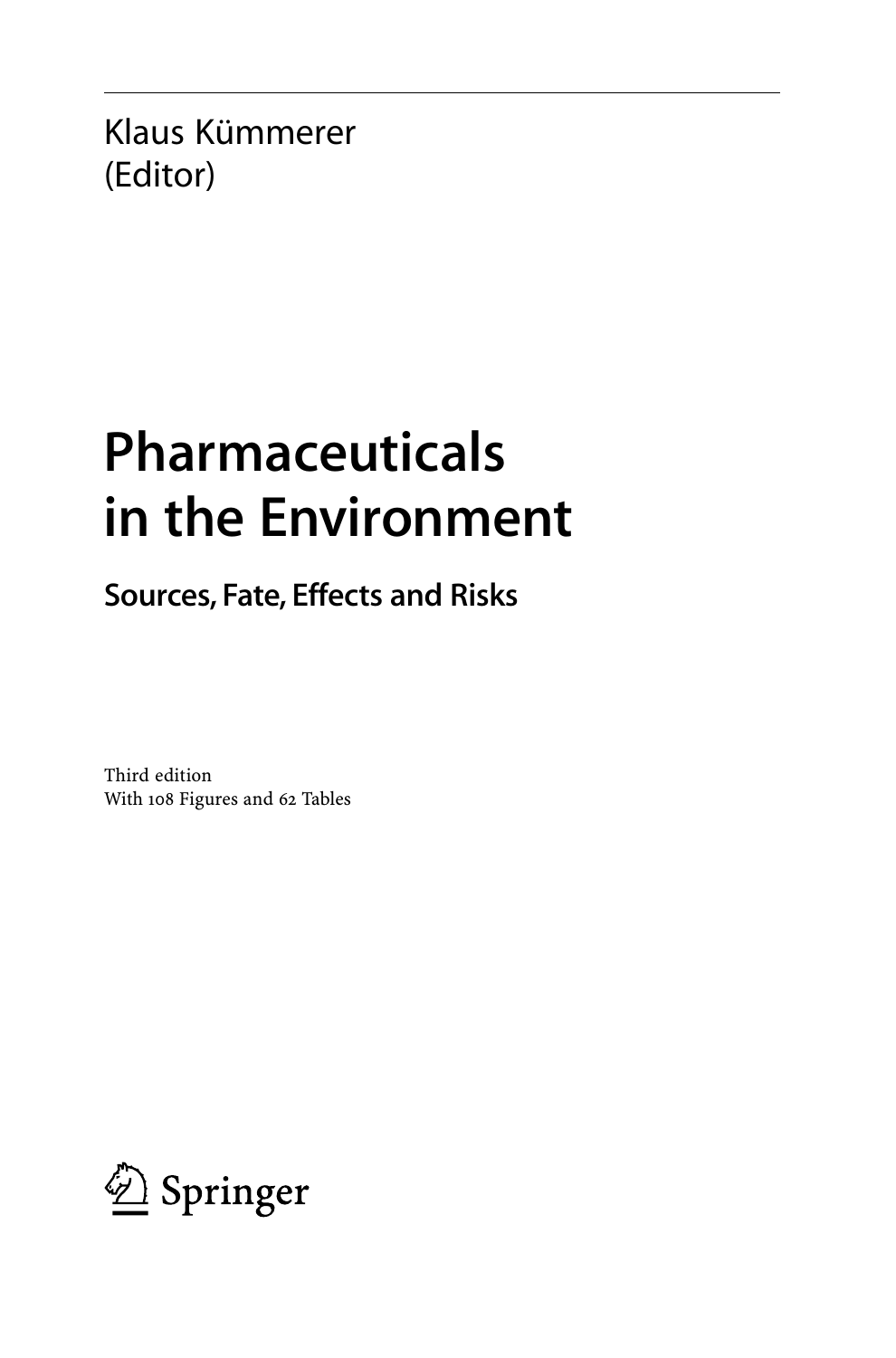Klaus Kümmerer
(Editor)

# Pharmaceuticals in the Environment

## Sources, Fate, Effects and Risks

Third edition
With 108 Figures and 62 Tables

Springer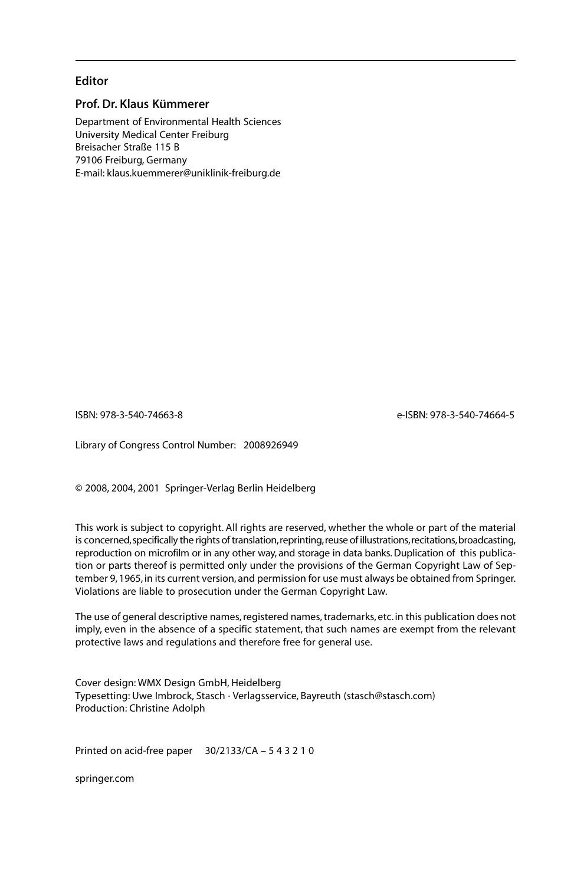## Editor

### Prof. Dr. Klaus Kümmerer

Department of Environmental Health Sciences
University Medical Center Freiburg
Breisacher Straße 115 B
79106 Freiburg, Germany
E-mail: klaus.kuemmerer@uniklinik-freiburg.de

ISBN: 978-3-540-74663-8 e-ISBN: 978-3-540-74664-5

Library of Congress Control Number: 2008926949

© 2008, 2004, 2001 Springer-Verlag Berlin Heidelberg

This work is subject to copyright. All rights are reserved, whether the whole or part of the material is concerned, specifically the rights of translation, reprinting, reuse of illustrations, recitations, broadcasting, reproduction on microfilm or in any other way, and storage in data banks. Duplication of this publication or parts thereof is permitted only under the provisions of the German Copyright Law of September 9, 1965, in its current version, and permission for use must always be obtained from Springer. Violations are liable to prosecution under the German Copyright Law.

The use of general descriptive names, registered names, trademarks, etc. in this publication does not imply, even in the absence of a specific statement, that such names are exempt from the relevant protective laws and regulations and therefore free for general use.

Cover design: WMX Design GmbH, Heidelberg
Typesetting: Uwe Imbrock, Stasch · Verlagsservice, Bayreuth (stasch@stasch.com)
Production: Christine Adolph

Printed on acid-free paper 30/2133/CA – 5 4 3 2 1 0

springer.com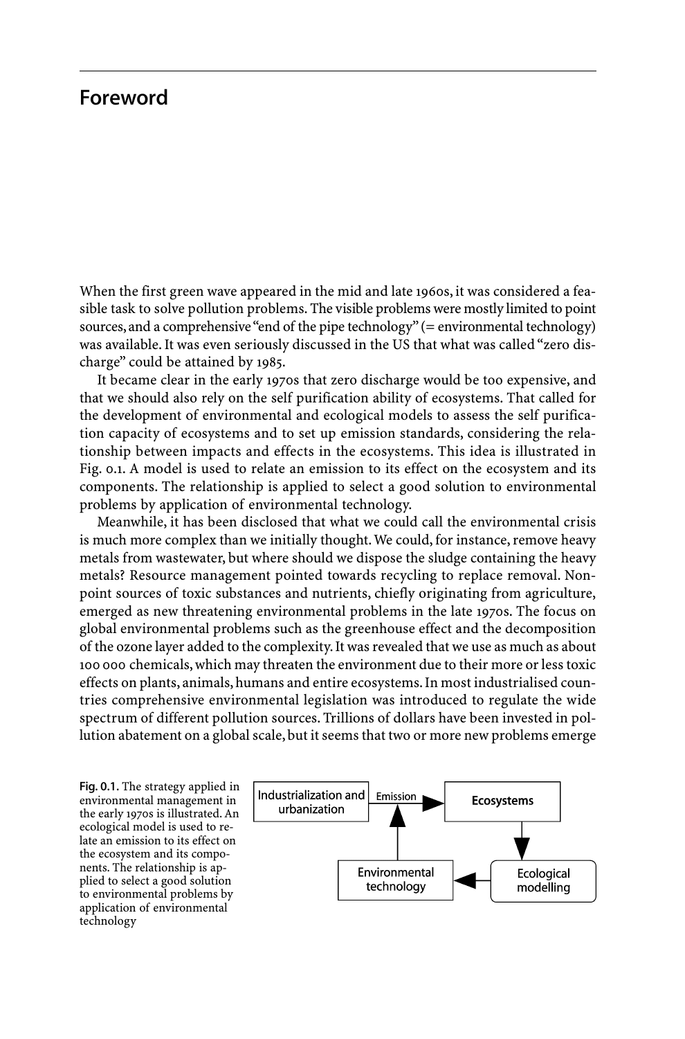# Foreword

When the first green wave appeared in the mid and late 1960s, it was considered a feasible task to solve pollution problems. The visible problems were mostly limited to point sources, and a comprehensive "end of the pipe technology" (= environmental technology) was available. It was even seriously discussed in the US that what was called "zero discharge" could be attained by 1985.

It became clear in the early 1970s that zero discharge would be too expensive, and that we should also rely on the self purification ability of ecosystems. That called for the development of environmental and ecological models to assess the self purification capacity of ecosystems and to set up emission standards, considering the relationship between impacts and effects in the ecosystems. This idea is illustrated in Fig. 0.1. A model is used to relate an emission to its effect on the ecosystem and its components. The relationship is applied to select a good solution to environmental problems by application of environmental technology.

Meanwhile, it has been disclosed that what we could call the environmental crisis is much more complex than we initially thought. We could, for instance, remove heavy metals from wastewater, but where should we dispose the sludge containing the heavy metals? Resource management pointed towards recycling to replace removal. Non-point sources of toxic substances and nutrients, chiefly originating from agriculture, emerged as new threatening environmental problems in the late 1970s. The focus on global environmental problems such as the greenhouse effect and the decomposition of the ozone layer added to the complexity. It was revealed that we use as much as about 100 000 chemicals, which may threaten the environment due to their more or less toxic effects on plants, animals, humans and entire ecosystems. In most industrialised countries comprehensive environmental legislation was introduced to regulate the wide spectrum of different pollution sources. Trillions of dollars have been invested in pollution abatement on a global scale, but it seems that two or more new problems emerge

Industrialization and urbanization

Emission

Ecosystems

Ecological modelling

Environmental technology

**Fig. 0.1.** The strategy applied in environmental management in the early 1970s is illustrated. An ecological model is used to relate an emission to its effect on the ecosystem and its components. The relationship is applied to select a good solution to environmental problems by application of environmental technology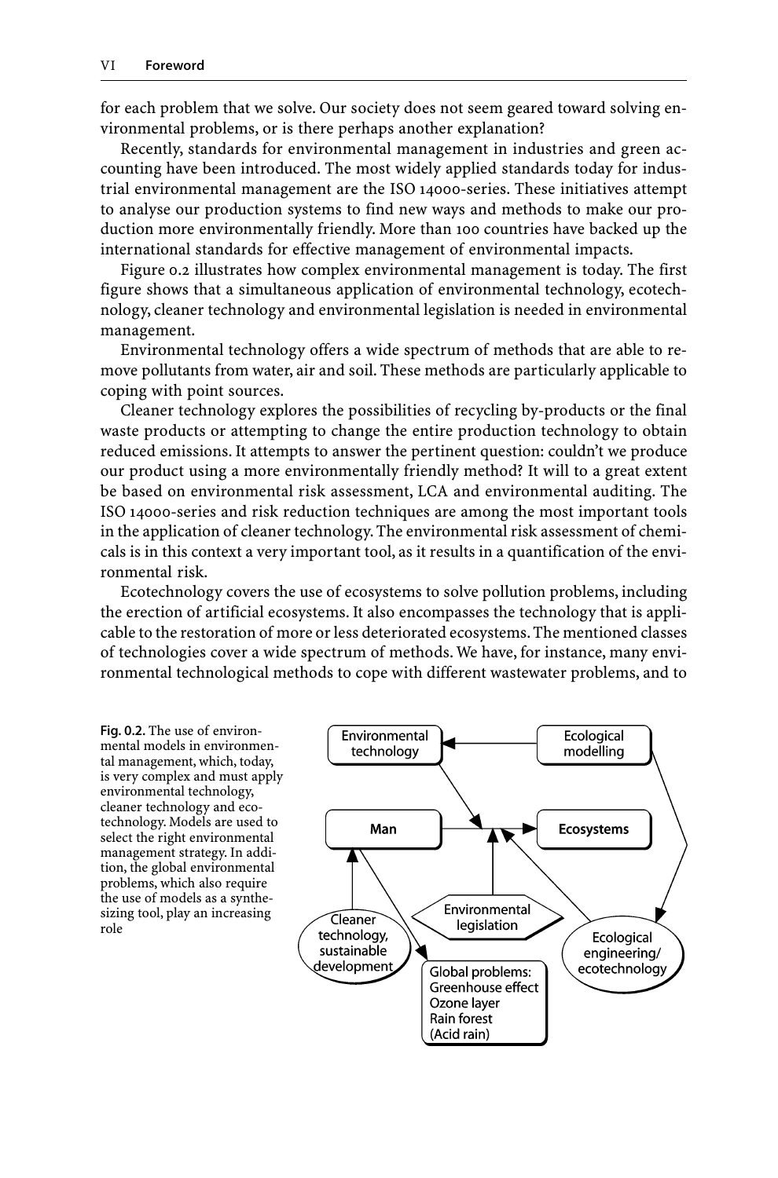for each problem that we solve. Our society does not seem geared toward solving environmental problems, or is there perhaps another explanation?

Recently, standards for environmental management in industries and green accounting have been introduced. The most widely applied standards today for industrial environmental management are the ISO 14000-series. These initiatives attempt to analyse our production systems to find new ways and methods to make our production more environmentally friendly. More than 100 countries have backed up the international standards for effective management of environmental impacts.

Figure 0.2 illustrates how complex environmental management is today. The first figure shows that a simultaneous application of environmental technology, ecotechnology, cleaner technology and environmental legislation is needed in environmental management.

Environmental technology offers a wide spectrum of methods that are able to remove pollutants from water, air and soil. These methods are particularly applicable to coping with point sources.

Cleaner technology explores the possibilities of recycling by-products or the final waste products or attempting to change the entire production technology to obtain reduced emissions. It attempts to answer the pertinent question: couldn't we produce our product using a more environmentally friendly method? It will to a great extent be based on environmental risk assessment, LCA and environmental auditing. The ISO 14000-series and risk reduction techniques are among the most important tools in the application of cleaner technology. The environmental risk assessment of chemicals is in this context a very important tool, as it results in a quantification of the environmental risk.

Ecotechnology covers the use of ecosystems to solve pollution problems, including the erection of artificial ecosystems. It also encompasses the technology that is applicable to the restoration of more or less deteriorated ecosystems. The mentioned classes of technologies cover a wide spectrum of methods. We have, for instance, many environmental technological methods to cope with different wastewater problems, and to

Environmental technology

Ecological modelling

Man

Ecosystems

Environmental legislation

Cleaner technology, sustainable development

Ecological engineering/ ecotechnology

Global problems: Greenhouse effect Ozone layer Rain forest (Acid rain)

**Fig. 0.2.** The use of environmental models in environmental management, which, today, is very complex and must apply environmental technology, cleaner technology and ecotechnology. Models are used to select the right environmental management strategy. In addition, the global environmental problems, which also require the use of models as a synthesizing tool, play an increasing role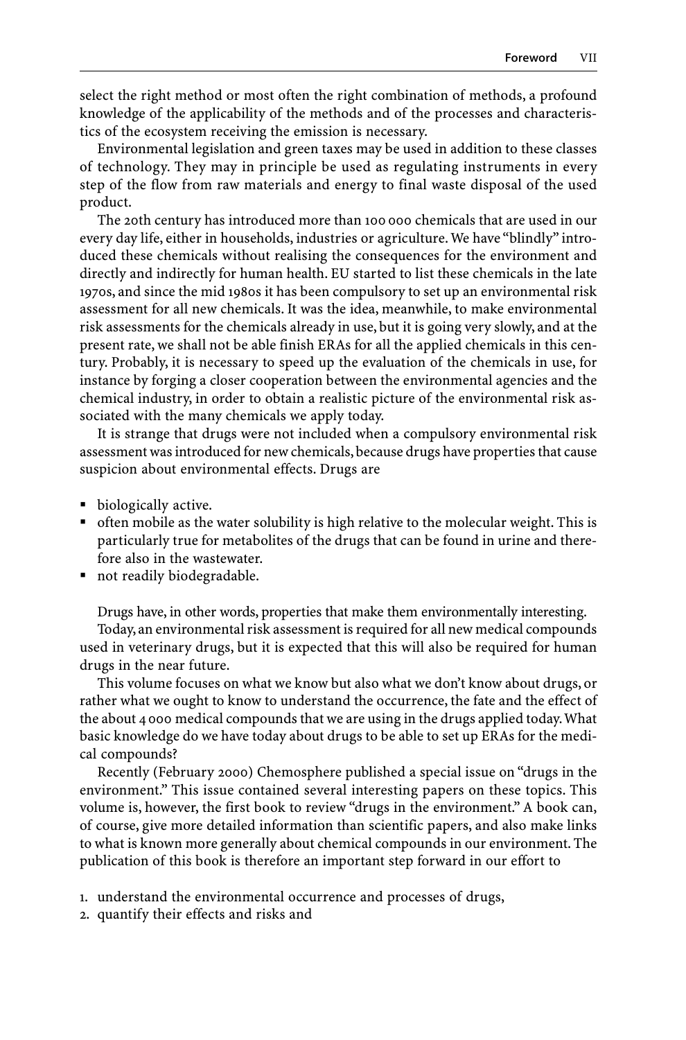select the right method or most often the right combination of methods, a profound knowledge of the applicability of the methods and of the processes and characteristics of the ecosystem receiving the emission is necessary.

Environmental legislation and green taxes may be used in addition to these classes of technology. They may in principle be used as regulating instruments in every step of the flow from raw materials and energy to final waste disposal of the used product.

The 20th century has introduced more than 100 000 chemicals that are used in our every day life, either in households, industries or agriculture. We have "blindly" introduced these chemicals without realising the consequences for the environment and directly and indirectly for human health. EU started to list these chemicals in the late 1970s, and since the mid 1980s it has been compulsory to set up an environmental risk assessment for all new chemicals. It was the idea, meanwhile, to make environmental risk assessments for the chemicals already in use, but it is going very slowly, and at the present rate, we shall not be able finish ERAs for all the applied chemicals in this century. Probably, it is necessary to speed up the evaluation of the chemicals in use, for instance by forging a closer cooperation between the environmental agencies and the chemical industry, in order to obtain a realistic picture of the environmental risk associated with the many chemicals we apply today.

It is strange that drugs were not included when a compulsory environmental risk assessment was introduced for new chemicals, because drugs have properties that cause suspicion about environmental effects. Drugs are

- biologically active.
- often mobile as the water solubility is high relative to the molecular weight. This is particularly true for metabolites of the drugs that can be found in urine and therefore also in the wastewater.
- not readily biodegradable.

Drugs have, in other words, properties that make them environmentally interesting.

Today, an environmental risk assessment is required for all new medical compounds used in veterinary drugs, but it is expected that this will also be required for human drugs in the near future.

This volume focuses on what we know but also what we don't know about drugs, or rather what we ought to know to understand the occurrence, the fate and the effect of the about 4 000 medical compounds that we are using in the drugs applied today. What basic knowledge do we have today about drugs to be able to set up ERAs for the medical compounds?

Recently (February 2000) Chemosphere published a special issue on "drugs in the environment." This issue contained several interesting papers on these topics. This volume is, however, the first book to review "drugs in the environment." A book can, of course, give more detailed information than scientific papers, and also make links to what is known more generally about chemical compounds in our environment. The publication of this book is therefore an important step forward in our effort to

1. understand the environmental occurrence and processes of drugs,
2. quantify their effects and risks and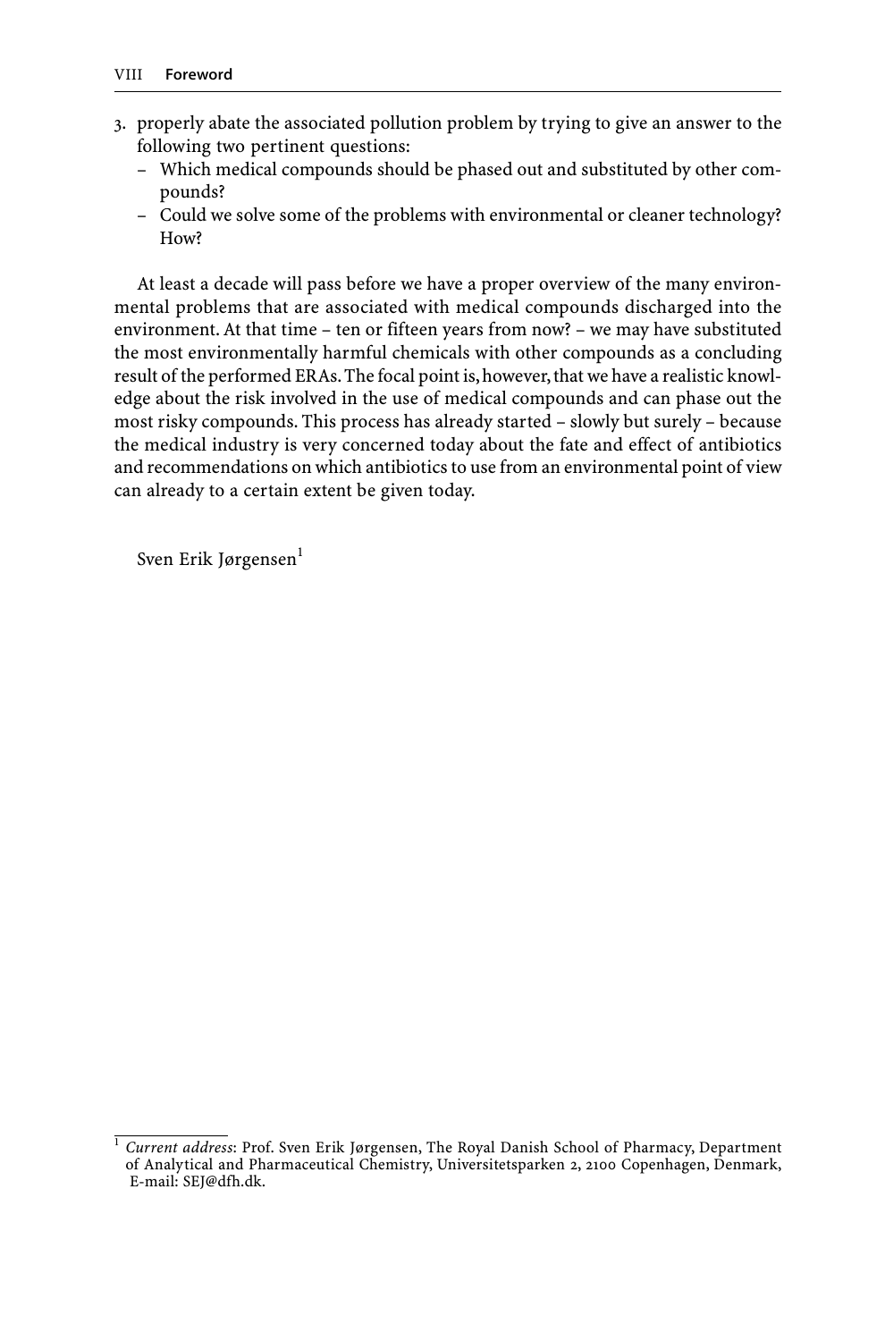3. properly abate the associated pollution problem by trying to give an answer to the following two pertinent questions:
   - Which medical compounds should be phased out and substituted by other compounds?
   - Could we solve some of the problems with environmental or cleaner technology? How?

At least a decade will pass before we have a proper overview of the many environmental problems that are associated with medical compounds discharged into the environment. At that time – ten or fifteen years from now? – we may have substituted the most environmentally harmful chemicals with other compounds as a concluding result of the performed ERAs. The focal point is, however, that we have a realistic knowledge about the risk involved in the use of medical compounds and can phase out the most risky compounds. This process has already started – slowly but surely – because the medical industry is very concerned today about the fate and effect of antibiotics and recommendations on which antibiotics to use from an environmental point of view can already to a certain extent be given today.

Sven Erik Jørgensen[1]

[1] *Current address*: Prof. Sven Erik Jørgensen, The Royal Danish School of Pharmacy, Department of Analytical and Pharmaceutical Chemistry, Universitetsparken 2, 2100 Copenhagen, Denmark, E-mail: SEJ@dfh.dk.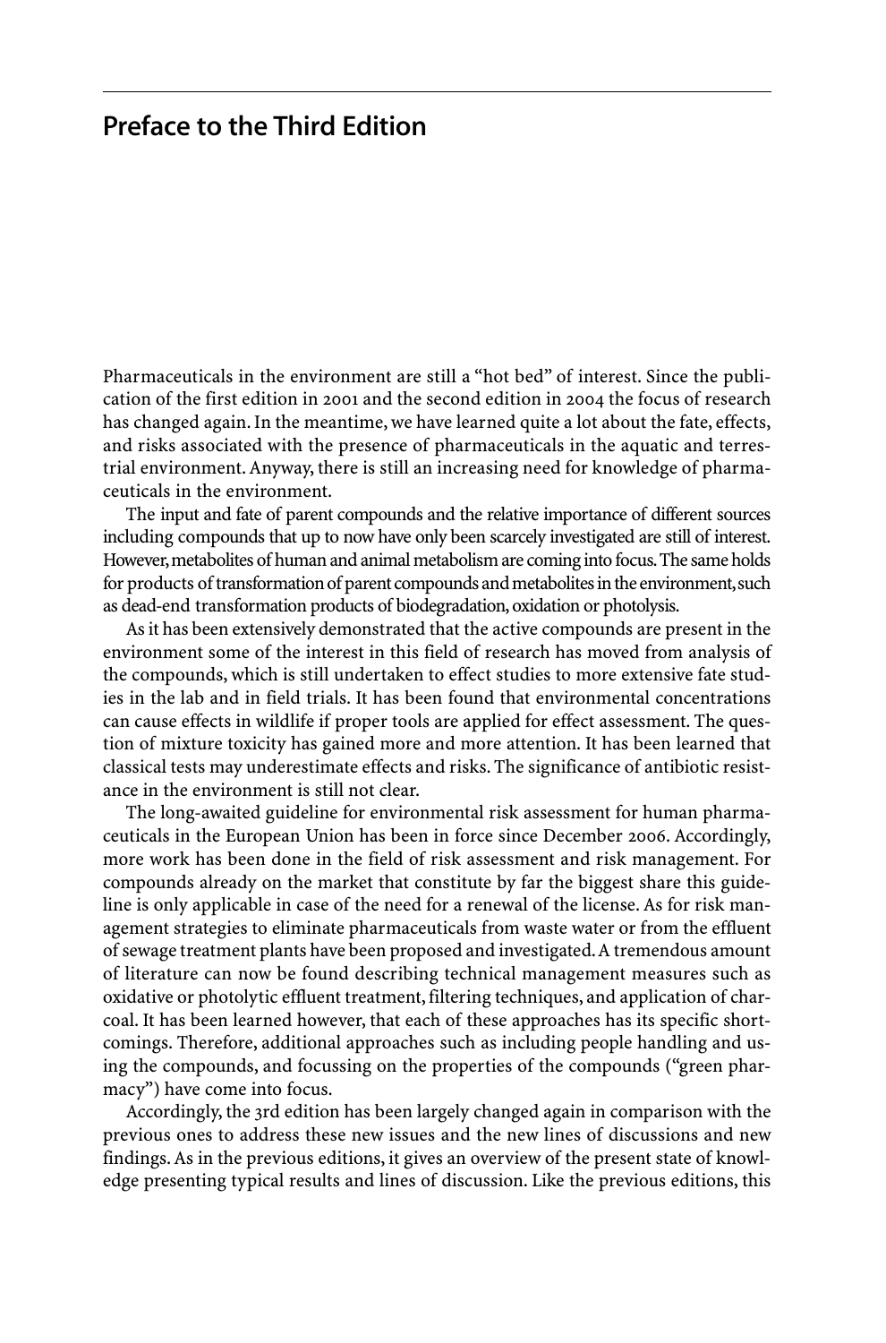# Preface to the Third Edition

Pharmaceuticals in the environment are still a "hot bed" of interest. Since the publication of the first edition in 2001 and the second edition in 2004 the focus of research has changed again. In the meantime, we have learned quite a lot about the fate, effects, and risks associated with the presence of pharmaceuticals in the aquatic and terrestrial environment. Anyway, there is still an increasing need for knowledge of pharmaceuticals in the environment.

The input and fate of parent compounds and the relative importance of different sources including compounds that up to now have only been scarcely investigated are still of interest. However, metabolites of human and animal metabolism are coming into focus. The same holds for products of transformation of parent compounds and metabolites in the environment, such as dead-end transformation products of biodegradation, oxidation or photolysis.

As it has been extensively demonstrated that the active compounds are present in the environment some of the interest in this field of research has moved from analysis of the compounds, which is still undertaken to effect studies to more extensive fate studies in the lab and in field trials. It has been found that environmental concentrations can cause effects in wildlife if proper tools are applied for effect assessment. The question of mixture toxicity has gained more and more attention. It has been learned that classical tests may underestimate effects and risks. The significance of antibiotic resistance in the environment is still not clear.

The long-awaited guideline for environmental risk assessment for human pharmaceuticals in the European Union has been in force since December 2006. Accordingly, more work has been done in the field of risk assessment and risk management. For compounds already on the market that constitute by far the biggest share this guideline is only applicable in case of the need for a renewal of the license. As for risk management strategies to eliminate pharmaceuticals from waste water or from the effluent of sewage treatment plants have been proposed and investigated. A tremendous amount of literature can now be found describing technical management measures such as oxidative or photolytic effluent treatment, filtering techniques, and application of charcoal. It has been learned however, that each of these approaches has its specific shortcomings. Therefore, additional approaches such as including people handling and using the compounds, and focussing on the properties of the compounds ("green pharmacy") have come into focus.

Accordingly, the 3rd edition has been largely changed again in comparison with the previous ones to address these new issues and the new lines of discussions and new findings. As in the previous editions, it gives an overview of the present state of knowledge presenting typical results and lines of discussion. Like the previous editions, this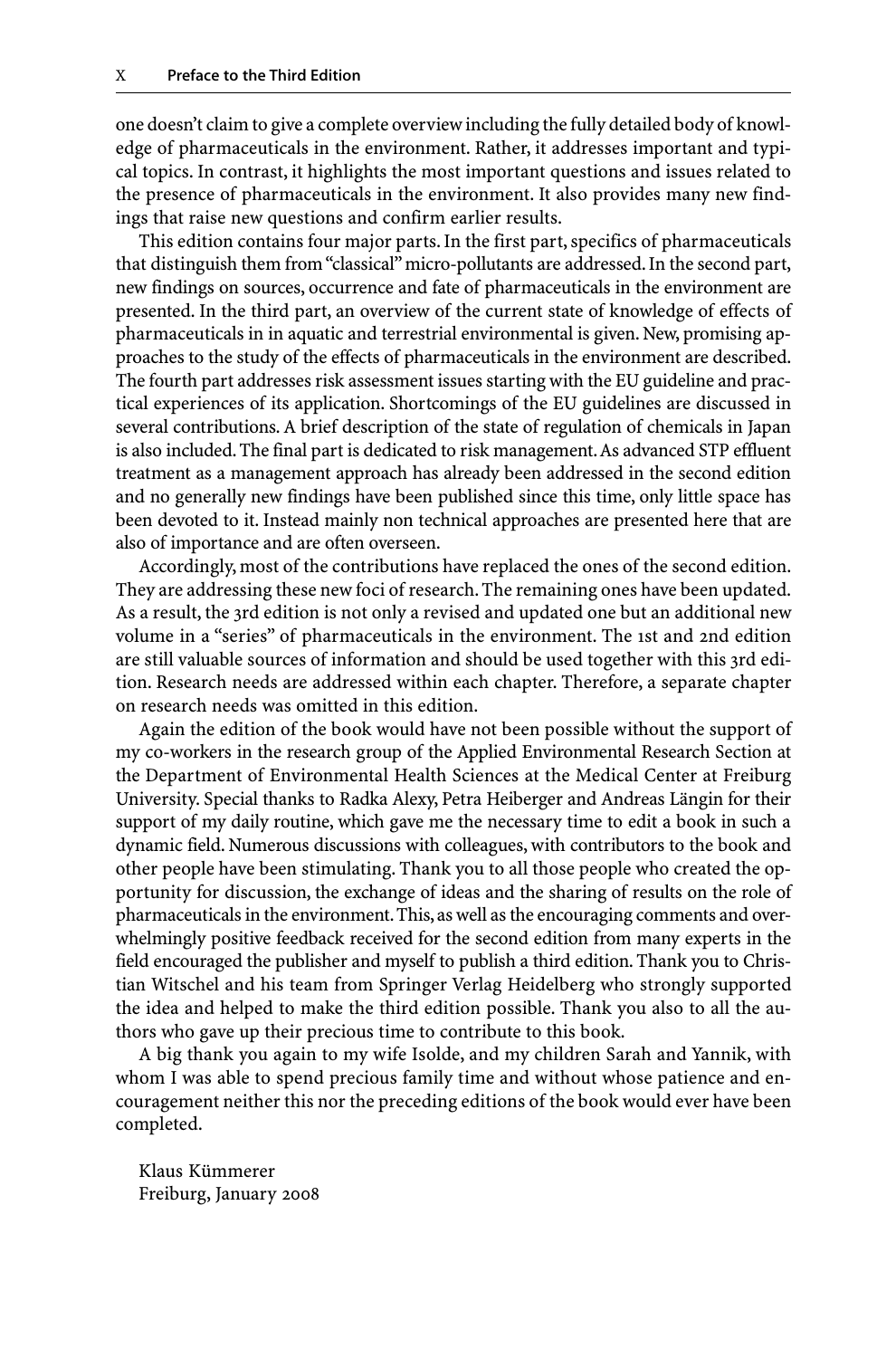one doesn't claim to give a complete overview including the fully detailed body of knowledge of pharmaceuticals in the environment. Rather, it addresses important and typical topics. In contrast, it highlights the most important questions and issues related to the presence of pharmaceuticals in the environment. It also provides many new findings that raise new questions and confirm earlier results.

This edition contains four major parts. In the first part, specifics of pharmaceuticals that distinguish them from "classical" micro-pollutants are addressed. In the second part, new findings on sources, occurrence and fate of pharmaceuticals in the environment are presented. In the third part, an overview of the current state of knowledge of effects of pharmaceuticals in in aquatic and terrestrial environmental is given. New, promising approaches to the study of the effects of pharmaceuticals in the environment are described. The fourth part addresses risk assessment issues starting with the EU guideline and practical experiences of its application. Shortcomings of the EU guidelines are discussed in several contributions. A brief description of the state of regulation of chemicals in Japan is also included. The final part is dedicated to risk management. As advanced STP effluent treatment as a management approach has already been addressed in the second edition and no generally new findings have been published since this time, only little space has been devoted to it. Instead mainly non technical approaches are presented here that are also of importance and are often overseen.

Accordingly, most of the contributions have replaced the ones of the second edition. They are addressing these new foci of research. The remaining ones have been updated. As a result, the 3rd edition is not only a revised and updated one but an additional new volume in a "series" of pharmaceuticals in the environment. The 1st and 2nd edition are still valuable sources of information and should be used together with this 3rd edition. Research needs are addressed within each chapter. Therefore, a separate chapter on research needs was omitted in this edition.

Again the edition of the book would have not been possible without the support of my co-workers in the research group of the Applied Environmental Research Section at the Department of Environmental Health Sciences at the Medical Center at Freiburg University. Special thanks to Radka Alexy, Petra Heiberger and Andreas Längin for their support of my daily routine, which gave me the necessary time to edit a book in such a dynamic field. Numerous discussions with colleagues, with contributors to the book and other people have been stimulating. Thank you to all those people who created the opportunity for discussion, the exchange of ideas and the sharing of results on the role of pharmaceuticals in the environment. This, as well as the encouraging comments and overwhelmingly positive feedback received for the second edition from many experts in the field encouraged the publisher and myself to publish a third edition. Thank you to Christian Witschel and his team from Springer Verlag Heidelberg who strongly supported the idea and helped to make the third edition possible. Thank you also to all the authors who gave up their precious time to contribute to this book.

A big thank you again to my wife Isolde, and my children Sarah and Yannik, with whom I was able to spend precious family time and without whose patience and encouragement neither this nor the preceding editions of the book would ever have been completed.

Klaus Kümmerer
Freiburg, January 2008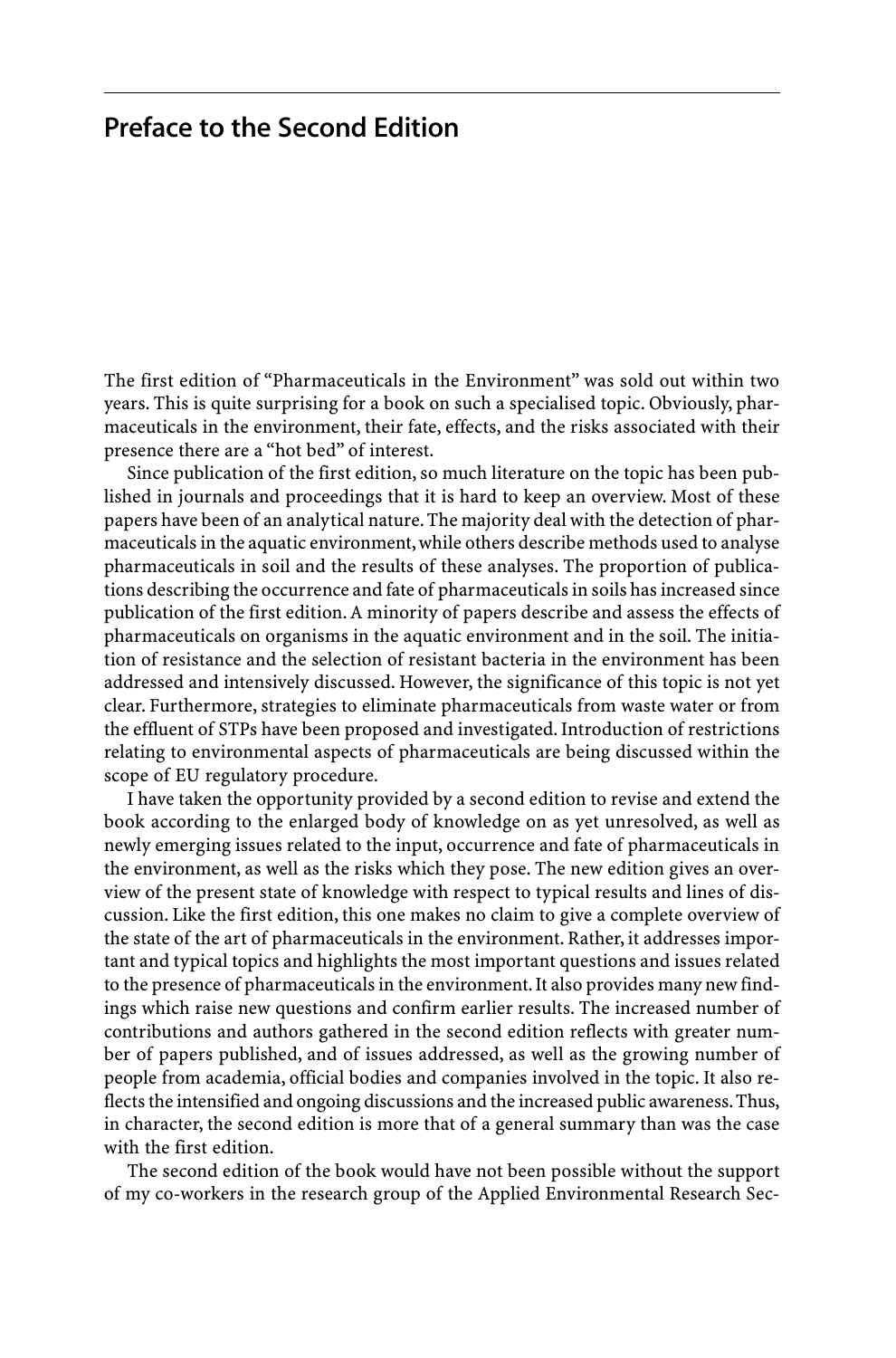# Preface to the Second Edition

The first edition of "Pharmaceuticals in the Environment" was sold out within two years. This is quite surprising for a book on such a specialised topic. Obviously, pharmaceuticals in the environment, their fate, effects, and the risks associated with their presence there are a "hot bed" of interest.

Since publication of the first edition, so much literature on the topic has been published in journals and proceedings that it is hard to keep an overview. Most of these papers have been of an analytical nature. The majority deal with the detection of pharmaceuticals in the aquatic environment, while others describe methods used to analyse pharmaceuticals in soil and the results of these analyses. The proportion of publications describing the occurrence and fate of pharmaceuticals in soils has increased since publication of the first edition. A minority of papers describe and assess the effects of pharmaceuticals on organisms in the aquatic environment and in the soil. The initiation of resistance and the selection of resistant bacteria in the environment has been addressed and intensively discussed. However, the significance of this topic is not yet clear. Furthermore, strategies to eliminate pharmaceuticals from waste water or from the effluent of STPs have been proposed and investigated. Introduction of restrictions relating to environmental aspects of pharmaceuticals are being discussed within the scope of EU regulatory procedure.

I have taken the opportunity provided by a second edition to revise and extend the book according to the enlarged body of knowledge on as yet unresolved, as well as newly emerging issues related to the input, occurrence and fate of pharmaceuticals in the environment, as well as the risks which they pose. The new edition gives an overview of the present state of knowledge with respect to typical results and lines of discussion. Like the first edition, this one makes no claim to give a complete overview of the state of the art of pharmaceuticals in the environment. Rather, it addresses important and typical topics and highlights the most important questions and issues related to the presence of pharmaceuticals in the environment. It also provides many new findings which raise new questions and confirm earlier results. The increased number of contributions and authors gathered in the second edition reflects with greater number of papers published, and of issues addressed, as well as the growing number of people from academia, official bodies and companies involved in the topic. It also reflects the intensified and ongoing discussions and the increased public awareness. Thus, in character, the second edition is more that of a general summary than was the case with the first edition.

The second edition of the book would have not been possible without the support of my co-workers in the research group of the Applied Environmental Research Sec-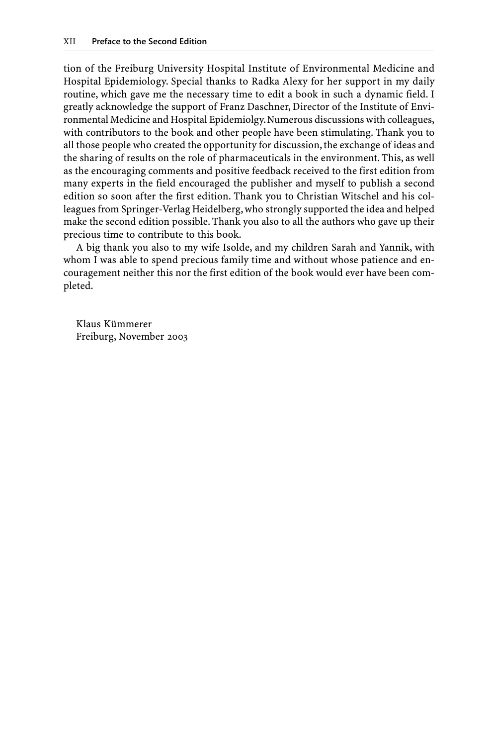tion of the Freiburg University Hospital Institute of Environmental Medicine and Hospital Epidemiology. Special thanks to Radka Alexy for her support in my daily routine, which gave me the necessary time to edit a book in such a dynamic field. I greatly acknowledge the support of Franz Daschner, Director of the Institute of Environmental Medicine and Hospital Epidemiolgy. Numerous discussions with colleagues, with contributors to the book and other people have been stimulating. Thank you to all those people who created the opportunity for discussion, the exchange of ideas and the sharing of results on the role of pharmaceuticals in the environment. This, as well as the encouraging comments and positive feedback received to the first edition from many experts in the field encouraged the publisher and myself to publish a second edition so soon after the first edition. Thank you to Christian Witschel and his colleagues from Springer-Verlag Heidelberg, who strongly supported the idea and helped make the second edition possible. Thank you also to all the authors who gave up their precious time to contribute to this book.

A big thank you also to my wife Isolde, and my children Sarah and Yannik, with whom I was able to spend precious family time and without whose patience and encouragement neither this nor the first edition of the book would ever have been completed.

Klaus Kümmerer
Freiburg, November 2003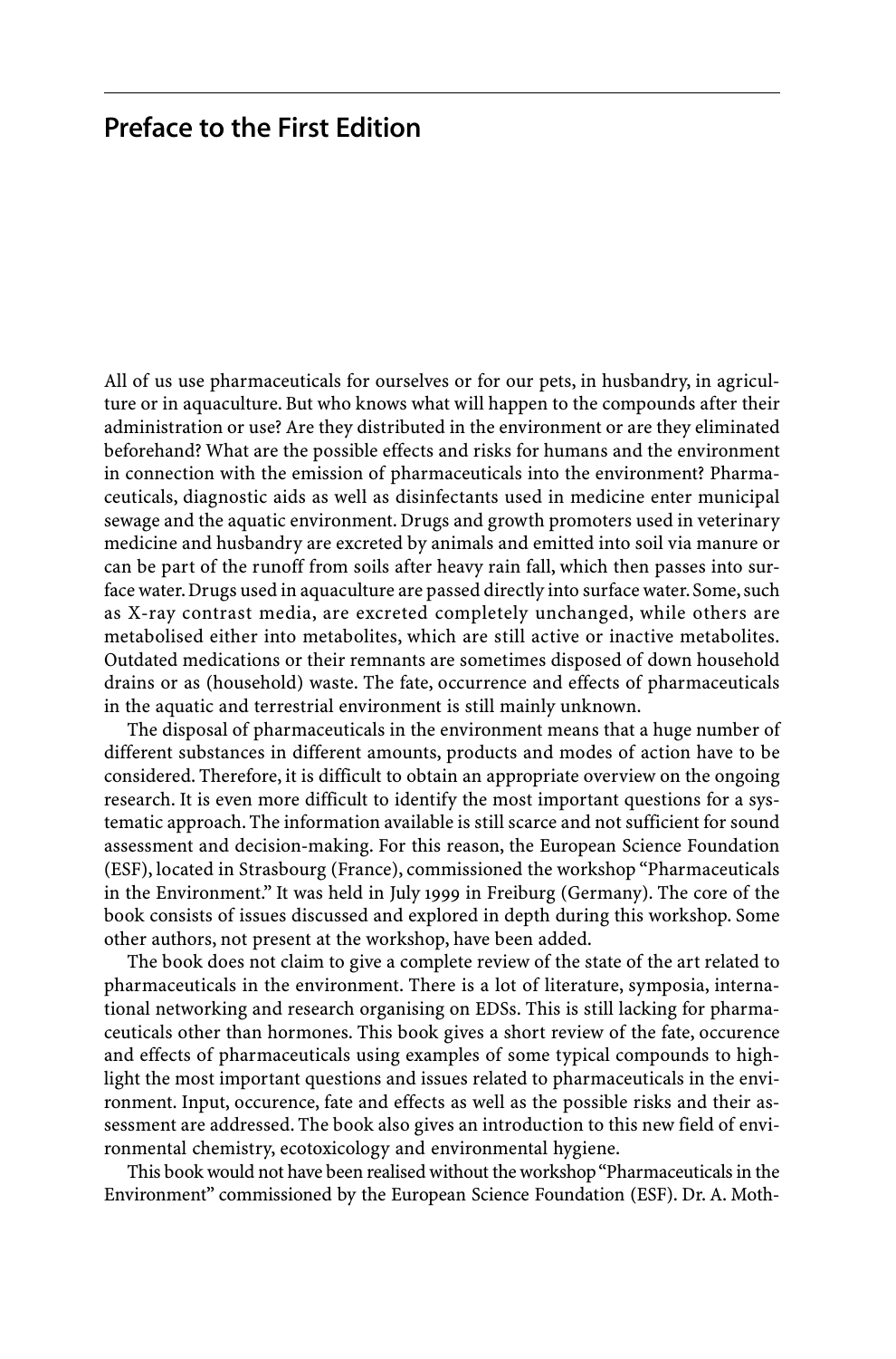# Preface to the First Edition

All of us use pharmaceuticals for ourselves or for our pets, in husbandry, in agriculture or in aquaculture. But who knows what will happen to the compounds after their administration or use? Are they distributed in the environment or are they eliminated beforehand? What are the possible effects and risks for humans and the environment in connection with the emission of pharmaceuticals into the environment? Pharmaceuticals, diagnostic aids as well as disinfectants used in medicine enter municipal sewage and the aquatic environment. Drugs and growth promoters used in veterinary medicine and husbandry are excreted by animals and emitted into soil via manure or can be part of the runoff from soils after heavy rain fall, which then passes into surface water. Drugs used in aquaculture are passed directly into surface water. Some, such as X-ray contrast media, are excreted completely unchanged, while others are metabolised either into metabolites, which are still active or inactive metabolites. Outdated medications or their remnants are sometimes disposed of down household drains or as (household) waste. The fate, occurrence and effects of pharmaceuticals in the aquatic and terrestrial environment is still mainly unknown.

The disposal of pharmaceuticals in the environment means that a huge number of different substances in different amounts, products and modes of action have to be considered. Therefore, it is difficult to obtain an appropriate overview on the ongoing research. It is even more difficult to identify the most important questions for a systematic approach. The information available is still scarce and not sufficient for sound assessment and decision-making. For this reason, the European Science Foundation (ESF), located in Strasbourg (France), commissioned the workshop "Pharmaceuticals in the Environment." It was held in July 1999 in Freiburg (Germany). The core of the book consists of issues discussed and explored in depth during this workshop. Some other authors, not present at the workshop, have been added.

The book does not claim to give a complete review of the state of the art related to pharmaceuticals in the environment. There is a lot of literature, symposia, international networking and research organising on EDSs. This is still lacking for pharmaceuticals other than hormones. This book gives a short review of the fate, occurence and effects of pharmaceuticals using examples of some typical compounds to highlight the most important questions and issues related to pharmaceuticals in the environment. Input, occurence, fate and effects as well as the possible risks and their assessment are addressed. The book also gives an introduction to this new field of environmental chemistry, ecotoxicology and environmental hygiene.

This book would not have been realised without the workshop "Pharmaceuticals in the Environment" commissioned by the European Science Foundation (ESF). Dr. A. Moth-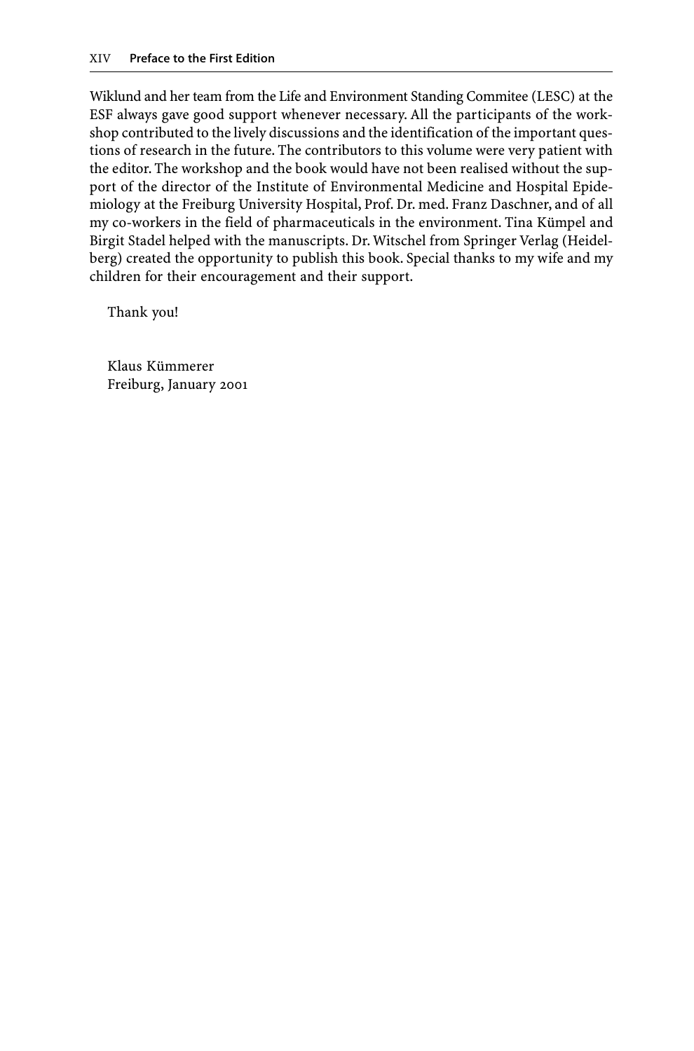Wiklund and her team from the Life and Environment Standing Commitee (LESC) at the ESF always gave good support whenever necessary. All the participants of the workshop contributed to the lively discussions and the identification of the important questions of research in the future. The contributors to this volume were very patient with the editor. The workshop and the book would have not been realised without the support of the director of the Institute of Environmental Medicine and Hospital Epidemiology at the Freiburg University Hospital, Prof. Dr. med. Franz Daschner, and of all my co-workers in the field of pharmaceuticals in the environment. Tina Kümpel and Birgit Stadel helped with the manuscripts. Dr. Witschel from Springer Verlag (Heidelberg) created the opportunity to publish this book. Special thanks to my wife and my children for their encouragement and their support.

Thank you!

Klaus Kümmerer
Freiburg, January 2001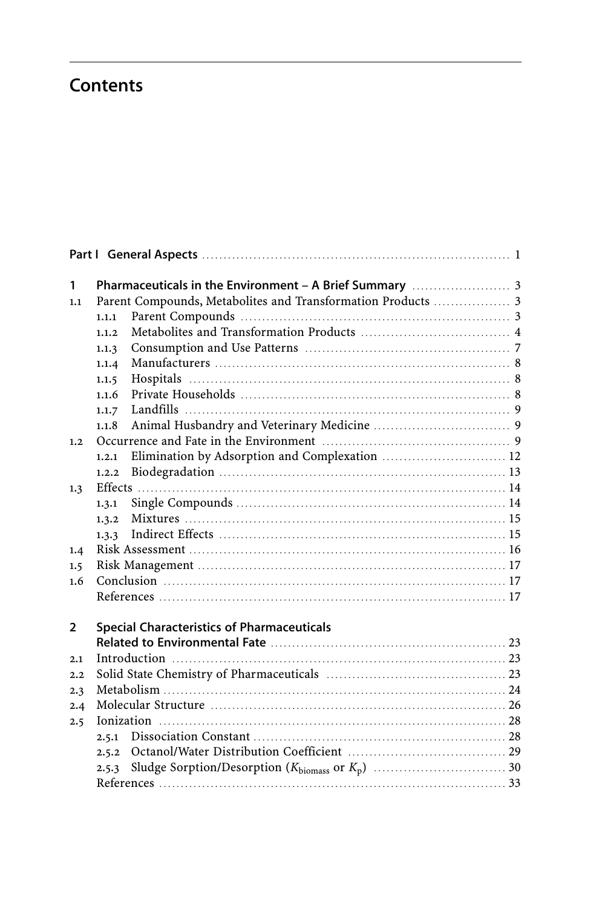# Contents

**Part I General Aspects** ... 1

**1 Pharmaceuticals in the Environment – A Brief Summary** ... 3

1.1 Parent Compounds, Metabolites and Transformation Products ... 3
- 1.1.1 Parent Compounds ... 3
- 1.1.2 Metabolites and Transformation Products ... 4
- 1.1.3 Consumption and Use Patterns ... 7
- 1.1.4 Manufacturers ... 8
- 1.1.5 Hospitals ... 8
- 1.1.6 Private Households ... 8
- 1.1.7 Landfills ... 9
- 1.1.8 Animal Husbandry and Veterinary Medicine ... 9

1.2 Occurrence and Fate in the Environment ... 9
- 1.2.1 Elimination by Adsorption and Complexation ... 12
- 1.2.2 Biodegradation ... 13

1.3 Effects ... 14
- 1.3.1 Single Compounds ... 14
- 1.3.2 Mixtures ... 15
- 1.3.3 Indirect Effects ... 15

1.4 Risk Assessment ... 16

1.5 Risk Management ... 17

1.6 Conclusion ... 17

References ... 17

**2 Special Characteristics of Pharmaceuticals Related to Environmental Fate** ... 23

2.1 Introduction ... 23

2.2 Solid State Chemistry of Pharmaceuticals ... 23

2.3 Metabolism ... 24

2.4 Molecular Structure ... 26

2.5 Ionization ... 28
- 2.5.1 Dissociation Constant ... 28
- 2.5.2 Octanol/Water Distribution Coefficient ... 29
- 2.5.3 Sludge Sorption/Desorption ($K_{biomass}$ or $K_p$) ... 30

References ... 33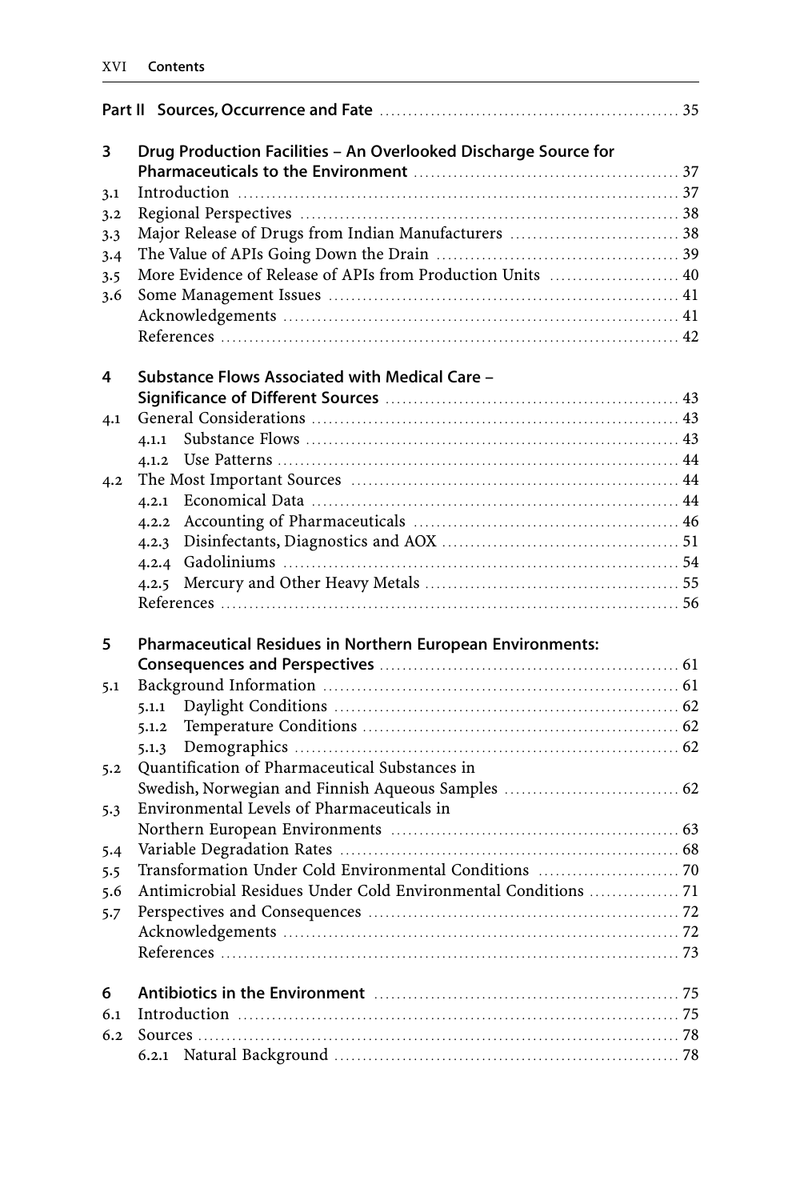**Part II Sources, Occurrence and Fate** ..... 35

**3 Drug Production Facilities – An Overlooked Discharge Source for Pharmaceuticals to the Environment** ..... 37

3.1 Introduction ..... 37
3.2 Regional Perspectives ..... 38
3.3 Major Release of Drugs from Indian Manufacturers ..... 38
3.4 The Value of APIs Going Down the Drain ..... 39
3.5 More Evidence of Release of APIs from Production Units ..... 40
3.6 Some Management Issues ..... 41
Acknowledgements ..... 41
References ..... 42

**4 Substance Flows Associated with Medical Care – Significance of Different Sources** ..... 43

4.1 General Considerations ..... 43
4.1.1 Substance Flows ..... 43
4.1.2 Use Patterns ..... 44
4.2 The Most Important Sources ..... 44
4.2.1 Economical Data ..... 44
4.2.2 Accounting of Pharmaceuticals ..... 46
4.2.3 Disinfectants, Diagnostics and AOX ..... 51
4.2.4 Gadoliniums ..... 54
4.2.5 Mercury and Other Heavy Metals ..... 55
References ..... 56

**5 Pharmaceutical Residues in Northern European Environments: Consequences and Perspectives** ..... 61

5.1 Background Information ..... 61
5.1.1 Daylight Conditions ..... 62
5.1.2 Temperature Conditions ..... 62
5.1.3 Demographics ..... 62
5.2 Quantification of Pharmaceutical Substances in Swedish, Norwegian and Finnish Aqueous Samples ..... 62
5.3 Environmental Levels of Pharmaceuticals in Northern European Environments ..... 63
5.4 Variable Degradation Rates ..... 68
5.5 Transformation Under Cold Environmental Conditions ..... 70
5.6 Antimicrobial Residues Under Cold Environmental Conditions ..... 71
5.7 Perspectives and Consequences ..... 72
Acknowledgements ..... 72
References ..... 73

**6 Antibiotics in the Environment** ..... 75

6.1 Introduction ..... 75
6.2 Sources ..... 78
6.2.1 Natural Background ..... 78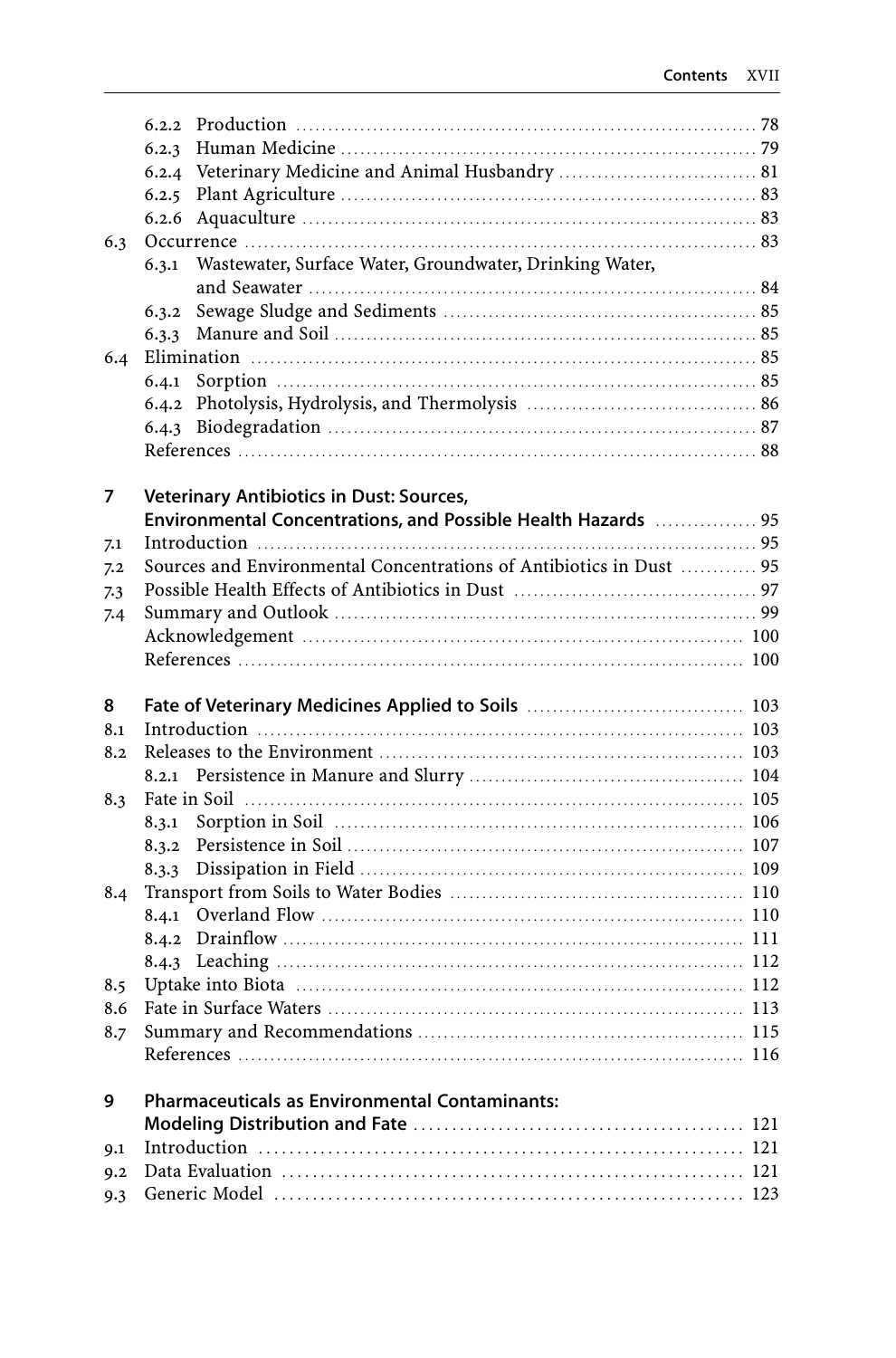6.2.2 Production ........................................................................ 78
6.2.3 Human Medicine ................................................................ 79
6.2.4 Veterinary Medicine and Animal Husbandry ................................ 81
6.2.5 Plant Agriculture ................................................................ 83
6.2.6 Aquaculture ...................................................................... 83
6.3 Occurrence ............................................................................. 83
6.3.1 Wastewater, Surface Water, Groundwater, Drinking Water, and Seawater ........................................................................ 84
6.3.2 Sewage Sludge and Sediments ................................................ 85
6.3.3 Manure and Soil ................................................................ 85
6.4 Elimination ............................................................................ 85
6.4.1 Sorption .......................................................................... 85
6.4.2 Photolysis, Hydrolysis, and Thermolysis .................................... 86
6.4.3 Biodegradation .................................................................. 87
References ................................................................................ 88

**7 Veterinary Antibiotics in Dust: Sources, Environmental Concentrations, and Possible Health Hazards** ................ 95
7.1 Introduction ............................................................................ 95
7.2 Sources and Environmental Concentrations of Antibiotics in Dust ............ 95
7.3 Possible Health Effects of Antibiotics in Dust ..................................... 97
7.4 Summary and Outlook ................................................................ 99
Acknowledgement ......................................................................... 100
References ................................................................................ 100

**8 Fate of Veterinary Medicines Applied to Soils** ................................ 103
8.1 Introduction ............................................................................ 103
8.2 Releases to the Environment ........................................................ 103
8.2.1 Persistence in Manure and Slurry .......................................... 104
8.3 Fate in Soil ............................................................................ 105
8.3.1 Sorption in Soil ................................................................ 106
8.3.2 Persistence in Soil ............................................................. 107
8.3.3 Dissipation in Field ........................................................... 109
8.4 Transport from Soils to Water Bodies ............................................ 110
8.4.1 Overland Flow ................................................................. 110
8.4.2 Drainflow ....................................................................... 111
8.4.3 Leaching ........................................................................ 112
8.5 Uptake into Biota .................................................................... 112
8.6 Fate in Surface Waters ............................................................... 113
8.7 Summary and Recommendations ................................................. 115
References ................................................................................ 116

**9 Pharmaceuticals as Environmental Contaminants: Modeling Distribution and Fate** ........................................... 121
9.1 Introduction ............................................................................ 121
9.2 Data Evaluation ........................................................................ 121
9.3 Generic Model ........................................................................ 123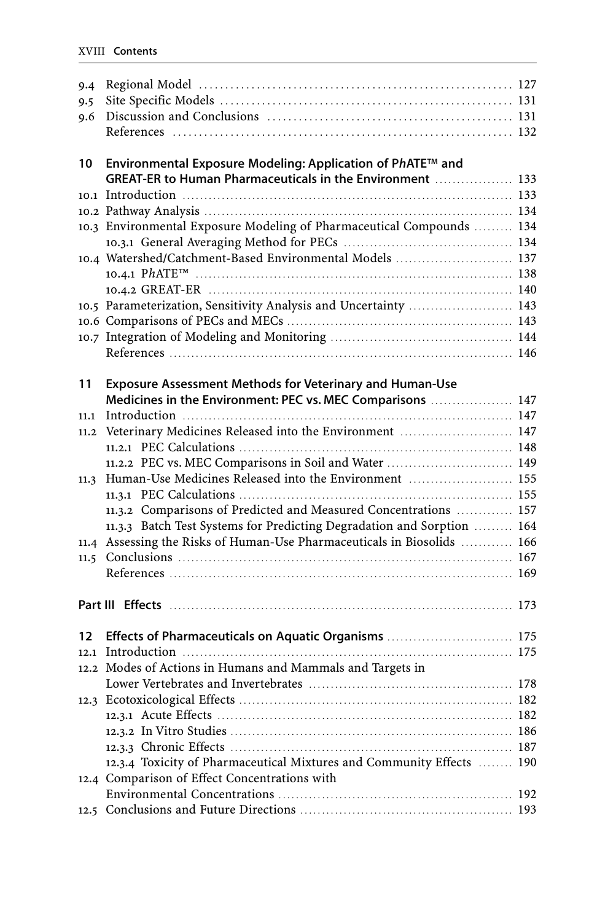9.4 Regional Model ... 127
9.5 Site Specific Models ... 131
9.6 Discussion and Conclusions ... 131
References ... 132

**10 Environmental Exposure Modeling: Application of P*h*ATE™ and GREAT-ER to Human Pharmaceuticals in the Environment ... 133**

10.1 Introduction ... 133
10.2 Pathway Analysis ... 134
10.3 Environmental Exposure Modeling of Pharmaceutical Compounds ... 134
10.3.1 General Averaging Method for PECs ... 134
10.4 Watershed/Catchment-Based Environmental Models ... 137
10.4.1 P*h*ATE™ ... 138
10.4.2 GREAT-ER ... 140
10.5 Parameterization, Sensitivity Analysis and Uncertainty ... 143
10.6 Comparisons of PECs and MECs ... 143
10.7 Integration of Modeling and Monitoring ... 144
References ... 146

**11 Exposure Assessment Methods for Veterinary and Human-Use Medicines in the Environment: PEC vs. MEC Comparisons ... 147**

11.1 Introduction ... 147
11.2 Veterinary Medicines Released into the Environment ... 147
11.2.1 PEC Calculations ... 148
11.2.2 PEC vs. MEC Comparisons in Soil and Water ... 149
11.3 Human-Use Medicines Released into the Environment ... 155
11.3.1 PEC Calculations ... 155
11.3.2 Comparisons of Predicted and Measured Concentrations ... 157
11.3.3 Batch Test Systems for Predicting Degradation and Sorption ... 164
11.4 Assessing the Risks of Human-Use Pharmaceuticals in Biosolids ... 166
11.5 Conclusions ... 167
References ... 169

**Part III Effects ... 173**

**12 Effects of Pharmaceuticals on Aquatic Organisms ... 175**

12.1 Introduction ... 175
12.2 Modes of Actions in Humans and Mammals and Targets in Lower Vertebrates and Invertebrates ... 178
12.3 Ecotoxicological Effects ... 182
12.3.1 Acute Effects ... 182
12.3.2 In Vitro Studies ... 186
12.3.3 Chronic Effects ... 187
12.3.4 Toxicity of Pharmaceutical Mixtures and Community Effects ... 190
12.4 Comparison of Effect Concentrations with Environmental Concentrations ... 192
12.5 Conclusions and Future Directions ... 193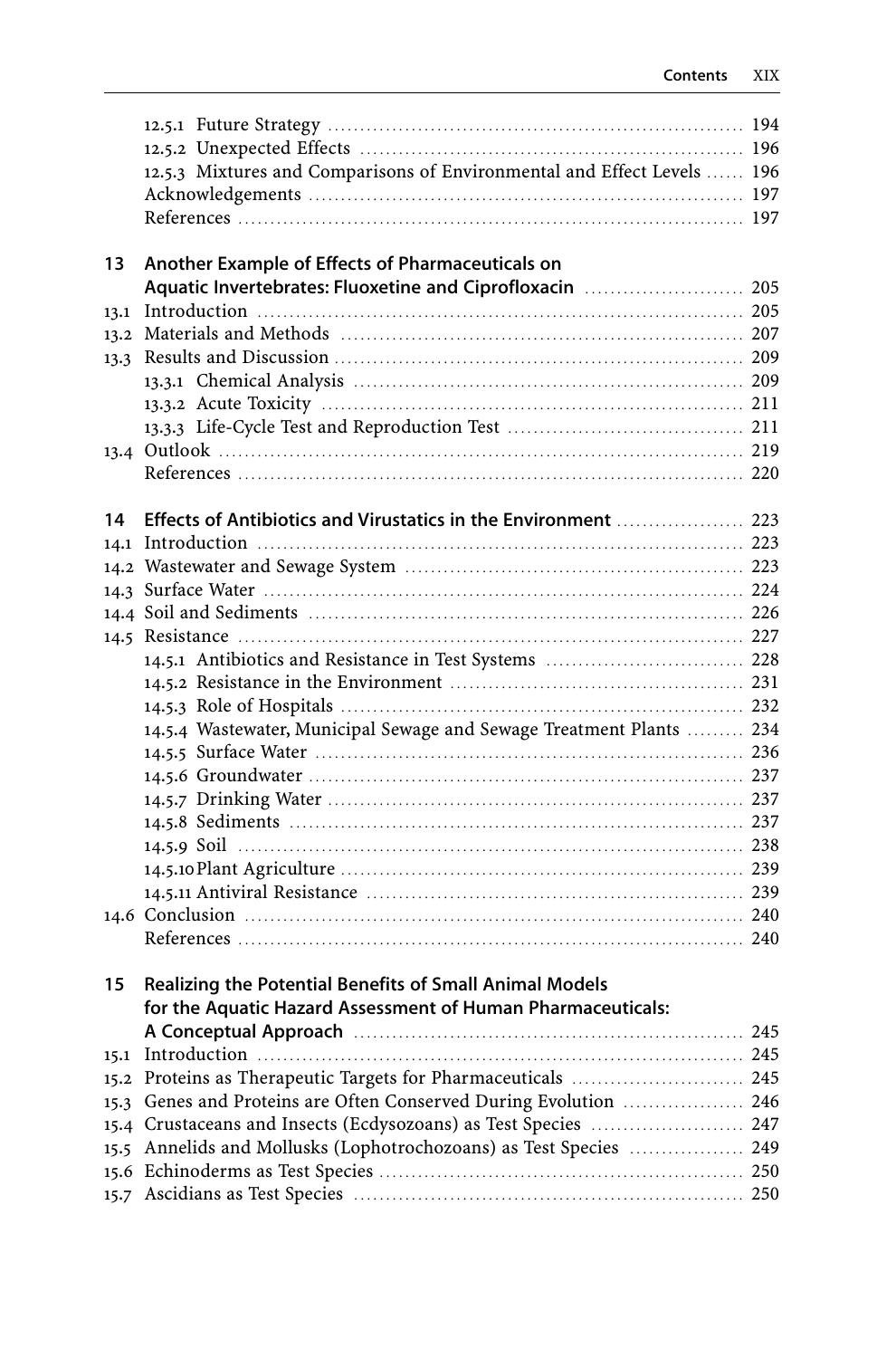12.5.1 Future Strategy ... 194
12.5.2 Unexpected Effects ... 196
12.5.3 Mixtures and Comparisons of Environmental and Effect Levels ... 196
Acknowledgements ... 197
References ... 197

**13 Another Example of Effects of Pharmaceuticals on Aquatic Invertebrates: Fluoxetine and Ciprofloxacin** ... 205
13.1 Introduction ... 205
13.2 Materials and Methods ... 207
13.3 Results and Discussion ... 209
13.3.1 Chemical Analysis ... 209
13.3.2 Acute Toxicity ... 211
13.3.3 Life-Cycle Test and Reproduction Test ... 211
13.4 Outlook ... 219
References ... 220

**14 Effects of Antibiotics and Virustatics in the Environment** ... 223
14.1 Introduction ... 223
14.2 Wastewater and Sewage System ... 223
14.3 Surface Water ... 224
14.4 Soil and Sediments ... 226
14.5 Resistance ... 227
14.5.1 Antibiotics and Resistance in Test Systems ... 228
14.5.2 Resistance in the Environment ... 231
14.5.3 Role of Hospitals ... 232
14.5.4 Wastewater, Municipal Sewage and Sewage Treatment Plants ... 234
14.5.5 Surface Water ... 236
14.5.6 Groundwater ... 237
14.5.7 Drinking Water ... 237
14.5.8 Sediments ... 237
14.5.9 Soil ... 238
14.5.10 Plant Agriculture ... 239
14.5.11 Antiviral Resistance ... 239
14.6 Conclusion ... 240
References ... 240

**15 Realizing the Potential Benefits of Small Animal Models for the Aquatic Hazard Assessment of Human Pharmaceuticals: A Conceptual Approach** ... 245
15.1 Introduction ... 245
15.2 Proteins as Therapeutic Targets for Pharmaceuticals ... 245
15.3 Genes and Proteins are Often Conserved During Evolution ... 246
15.4 Crustaceans and Insects (Ecdysozoans) as Test Species ... 247
15.5 Annelids and Mollusks (Lophotrochozoans) as Test Species ... 249
15.6 Echinoderms as Test Species ... 250
15.7 Ascidians as Test Species ... 250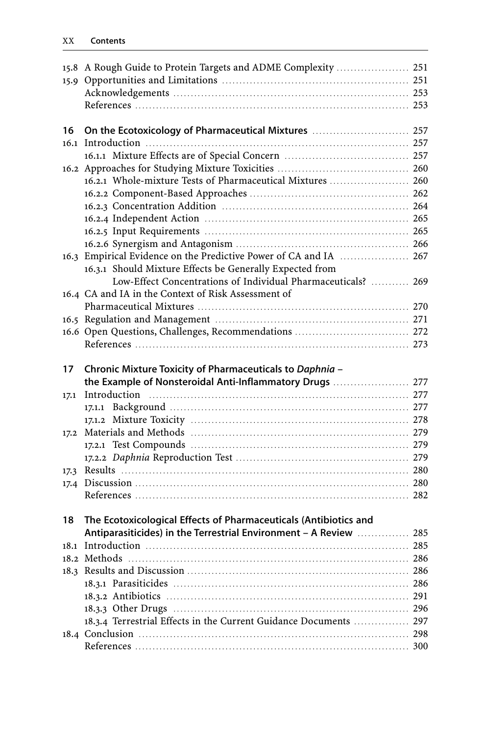15.8 A Rough Guide to Protein Targets and ADME Complexity ..................... 251
15.9 Opportunities and Limitations ..................... 251
Acknowledgements ..................... 253
References ..................... 253

**16 On the Ecotoxicology of Pharmaceutical Mixtures ..................... 257**
16.1 Introduction ..................... 257
16.1.1 Mixture Effects are of Special Concern ..................... 257
16.2 Approaches for Studying Mixture Toxicities ..................... 260
16.2.1 Whole-mixture Tests of Pharmaceutical Mixtures ..................... 260
16.2.2 Component-Based Approaches ..................... 262
16.2.3 Concentration Addition ..................... 264
16.2.4 Independent Action ..................... 265
16.2.5 Input Requirements ..................... 265
16.2.6 Synergism and Antagonism ..................... 266
16.3 Empirical Evidence on the Predictive Power of CA and IA ..................... 267
16.3.1 Should Mixture Effects be Generally Expected from Low-Effect Concentrations of Individual Pharmaceuticals? ..................... 269
16.4 CA and IA in the Context of Risk Assessment of Pharmaceutical Mixtures ..................... 270
16.5 Regulation and Management ..................... 271
16.6 Open Questions, Challenges, Recommendations ..................... 272
References ..................... 273

**17 Chronic Mixture Toxicity of Pharmaceuticals to *Daphnia* – the Example of Nonsteroidal Anti-Inflammatory Drugs ..................... 277**
17.1 Introduction ..................... 277
17.1.1 Background ..................... 277
17.1.2 Mixture Toxicity ..................... 278
17.2 Materials and Methods ..................... 279
17.2.1 Test Compounds ..................... 279
17.2.2 *Daphnia* Reproduction Test ..................... 279
17.3 Results ..................... 280
17.4 Discussion ..................... 280
References ..................... 282

**18 The Ecotoxicological Effects of Pharmaceuticals (Antibiotics and Antiparasiticides) in the Terrestrial Environment – A Review ..................... 285**
18.1 Introduction ..................... 285
18.2 Methods ..................... 286
18.3 Results and Discussion ..................... 286
18.3.1 Parasiticides ..................... 286
18.3.2 Antibiotics ..................... 291
18.3.3 Other Drugs ..................... 296
18.3.4 Terrestrial Effects in the Current Guidance Documents ..................... 297
18.4 Conclusion ..................... 298
References ..................... 300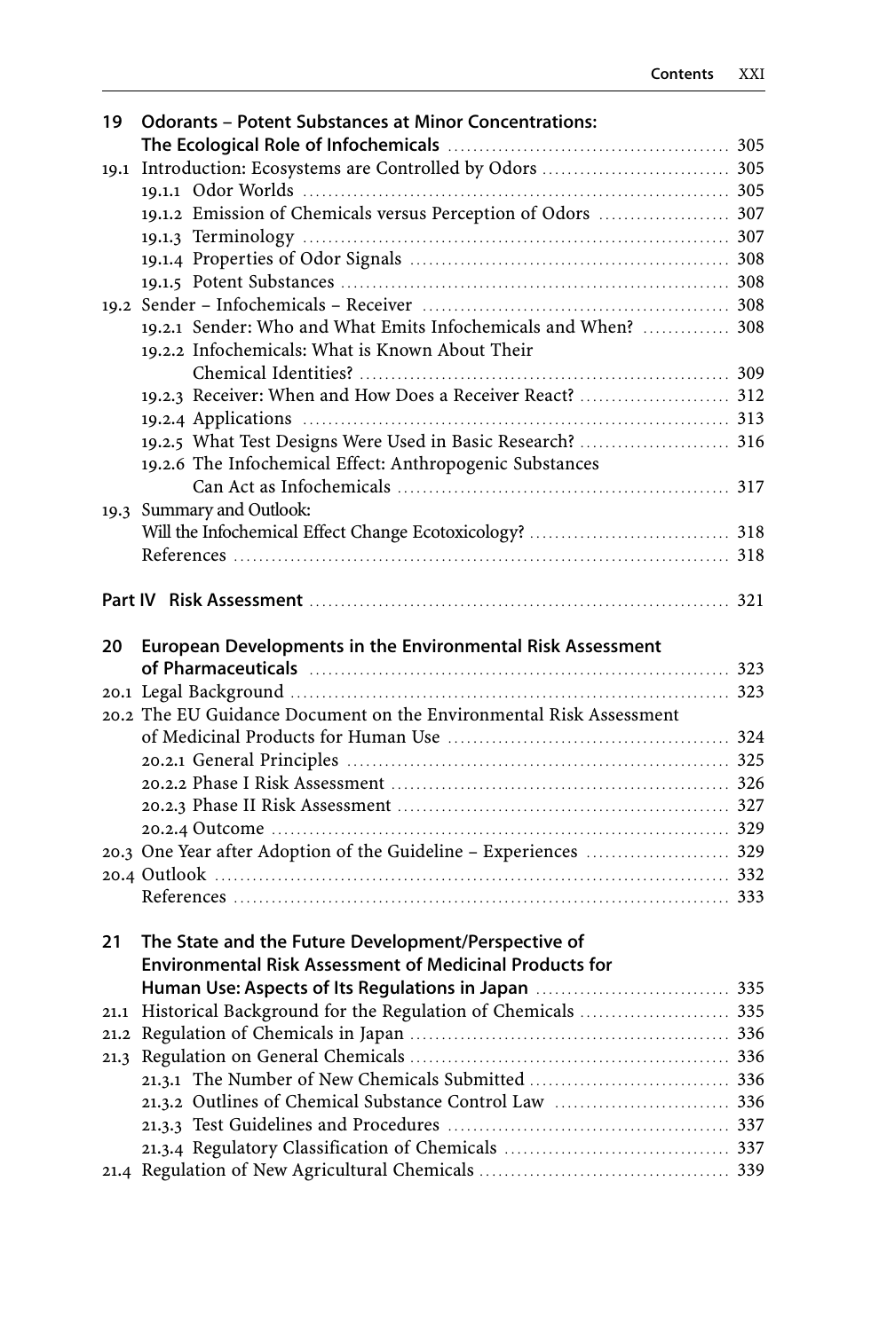**19 Odorants – Potent Substances at Minor Concentrations: The Ecological Role of Infochemicals** ..... 305

19.1 Introduction: Ecosystems are Controlled by Odors ..... 305
- 19.1.1 Odor Worlds ..... 305
- 19.1.2 Emission of Chemicals versus Perception of Odors ..... 307
- 19.1.3 Terminology ..... 307
- 19.1.4 Properties of Odor Signals ..... 308
- 19.1.5 Potent Substances ..... 308

19.2 Sender – Infochemicals – Receiver ..... 308
- 19.2.1 Sender: Who and What Emits Infochemicals and When? ..... 308
- 19.2.2 Infochemicals: What is Known About Their Chemical Identities? ..... 309
- 19.2.3 Receiver: When and How Does a Receiver React? ..... 312
- 19.2.4 Applications ..... 313
- 19.2.5 What Test Designs Were Used in Basic Research? ..... 316
- 19.2.6 The Infochemical Effect: Anthropogenic Substances Can Act as Infochemicals ..... 317

19.3 Summary and Outlook: Will the Infochemical Effect Change Ecotoxicology? ..... 318

References ..... 318

**Part IV Risk Assessment** ..... 321

**20 European Developments in the Environmental Risk Assessment of Pharmaceuticals** ..... 323

20.1 Legal Background ..... 323

20.2 The EU Guidance Document on the Environmental Risk Assessment of Medicinal Products for Human Use ..... 324
- 20.2.1 General Principles ..... 325
- 20.2.2 Phase I Risk Assessment ..... 326
- 20.2.3 Phase II Risk Assessment ..... 327
- 20.2.4 Outcome ..... 329

20.3 One Year after Adoption of the Guideline – Experiences ..... 329

20.4 Outlook ..... 332

References ..... 333

**21 The State and the Future Development/Perspective of Environmental Risk Assessment of Medicinal Products for Human Use: Aspects of Its Regulations in Japan** ..... 335

21.1 Historical Background for the Regulation of Chemicals ..... 335

21.2 Regulation of Chemicals in Japan ..... 336

21.3 Regulation on General Chemicals ..... 336
- 21.3.1 The Number of New Chemicals Submitted ..... 336
- 21.3.2 Outlines of Chemical Substance Control Law ..... 336
- 21.3.3 Test Guidelines and Procedures ..... 337
- 21.3.4 Regulatory Classification of Chemicals ..... 337

21.4 Regulation of New Agricultural Chemicals ..... 339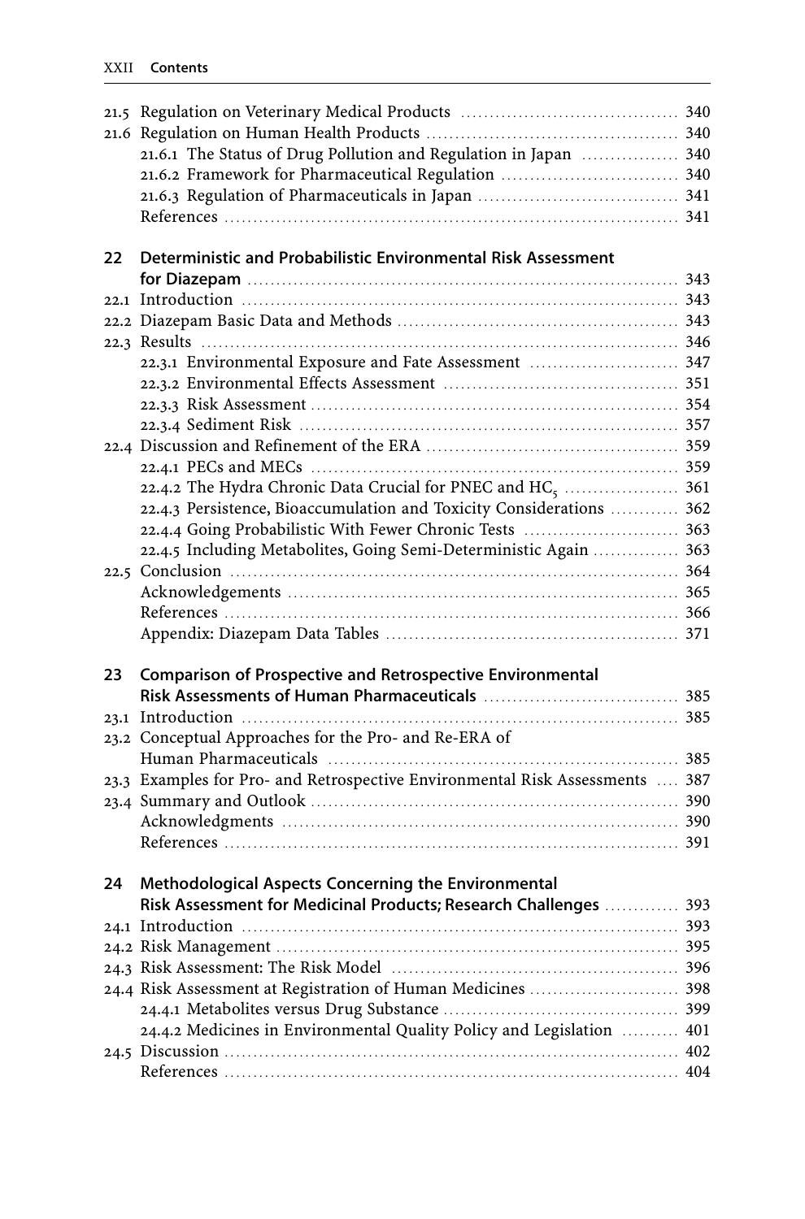21.5 Regulation on Veterinary Medical Products ..... 340
21.6 Regulation on Human Health Products ..... 340
21.6.1 The Status of Drug Pollution and Regulation in Japan ..... 340
21.6.2 Framework for Pharmaceutical Regulation ..... 340
21.6.3 Regulation of Pharmaceuticals in Japan ..... 341
References ..... 341

**22 Deterministic and Probabilistic Environmental Risk Assessment for Diazepam** ..... 343
22.1 Introduction ..... 343
22.2 Diazepam Basic Data and Methods ..... 343
22.3 Results ..... 346
22.3.1 Environmental Exposure and Fate Assessment ..... 347
22.3.2 Environmental Effects Assessment ..... 351
22.3.3 Risk Assessment ..... 354
22.3.4 Sediment Risk ..... 357
22.4 Discussion and Refinement of the ERA ..... 359
22.4.1 PECs and MECs ..... 359
22.4.2 The Hydra Chronic Data Crucial for PNEC and $HC_5$ ..... 361
22.4.3 Persistence, Bioaccumulation and Toxicity Considerations ..... 362
22.4.4 Going Probabilistic With Fewer Chronic Tests ..... 363
22.4.5 Including Metabolites, Going Semi-Deterministic Again ..... 363
22.5 Conclusion ..... 364
Acknowledgements ..... 365
References ..... 366
Appendix: Diazepam Data Tables ..... 371

**23 Comparison of Prospective and Retrospective Environmental Risk Assessments of Human Pharmaceuticals** ..... 385
23.1 Introduction ..... 385
23.2 Conceptual Approaches for the Pro- and Re-ERA of Human Pharmaceuticals ..... 385
23.3 Examples for Pro- and Retrospective Environmental Risk Assessments ..... 387
23.4 Summary and Outlook ..... 390
Acknowledgments ..... 390
References ..... 391

**24 Methodological Aspects Concerning the Environmental Risk Assessment for Medicinal Products; Research Challenges** ..... 393
24.1 Introduction ..... 393
24.2 Risk Management ..... 395
24.3 Risk Assessment: The Risk Model ..... 396
24.4 Risk Assessment at Registration of Human Medicines ..... 398
24.4.1 Metabolites versus Drug Substance ..... 399
24.4.2 Medicines in Environmental Quality Policy and Legislation ..... 401
24.5 Discussion ..... 402
References ..... 404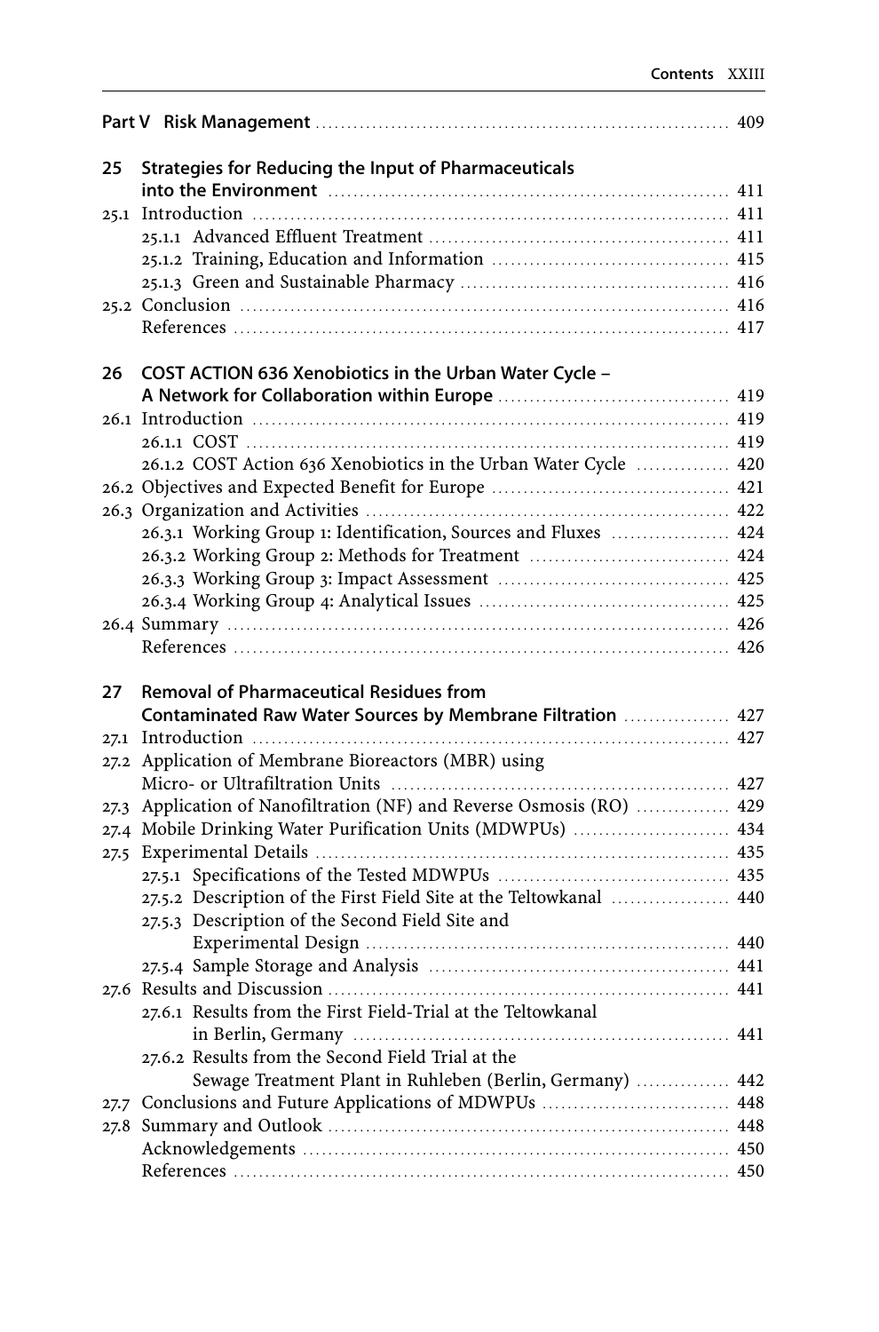**Part V Risk Management** 409

**25 Strategies for Reducing the Input of Pharmaceuticals into the Environment** 411

25.1 Introduction 411

25.1.1 Advanced Effluent Treatment 411

25.1.2 Training, Education and Information 415

25.1.3 Green and Sustainable Pharmacy 416

25.2 Conclusion 416

References 417

**26 COST ACTION 636 Xenobiotics in the Urban Water Cycle – A Network for Collaboration within Europe** 419

26.1 Introduction 419

26.1.1 COST 419

26.1.2 COST Action 636 Xenobiotics in the Urban Water Cycle 420

26.2 Objectives and Expected Benefit for Europe 421

26.3 Organization and Activities 422

26.3.1 Working Group 1: Identification, Sources and Fluxes 424

26.3.2 Working Group 2: Methods for Treatment 424

26.3.3 Working Group 3: Impact Assessment 425

26.3.4 Working Group 4: Analytical Issues 425

26.4 Summary 426

References 426

**27 Removal of Pharmaceutical Residues from Contaminated Raw Water Sources by Membrane Filtration** 427

27.1 Introduction 427

27.2 Application of Membrane Bioreactors (MBR) using Micro- or Ultrafiltration Units 427

27.3 Application of Nanofiltration (NF) and Reverse Osmosis (RO) 429

27.4 Mobile Drinking Water Purification Units (MDWPUs) 434

27.5 Experimental Details 435

27.5.1 Specifications of the Tested MDWPUs 435

27.5.2 Description of the First Field Site at the Teltowkanal 440

27.5.3 Description of the Second Field Site and Experimental Design 440

27.5.4 Sample Storage and Analysis 441

27.6 Results and Discussion 441

27.6.1 Results from the First Field-Trial at the Teltowkanal in Berlin, Germany 441

27.6.2 Results from the Second Field Trial at the Sewage Treatment Plant in Ruhleben (Berlin, Germany) 442

27.7 Conclusions and Future Applications of MDWPUs 448

27.8 Summary and Outlook 448

Acknowledgements 450

References 450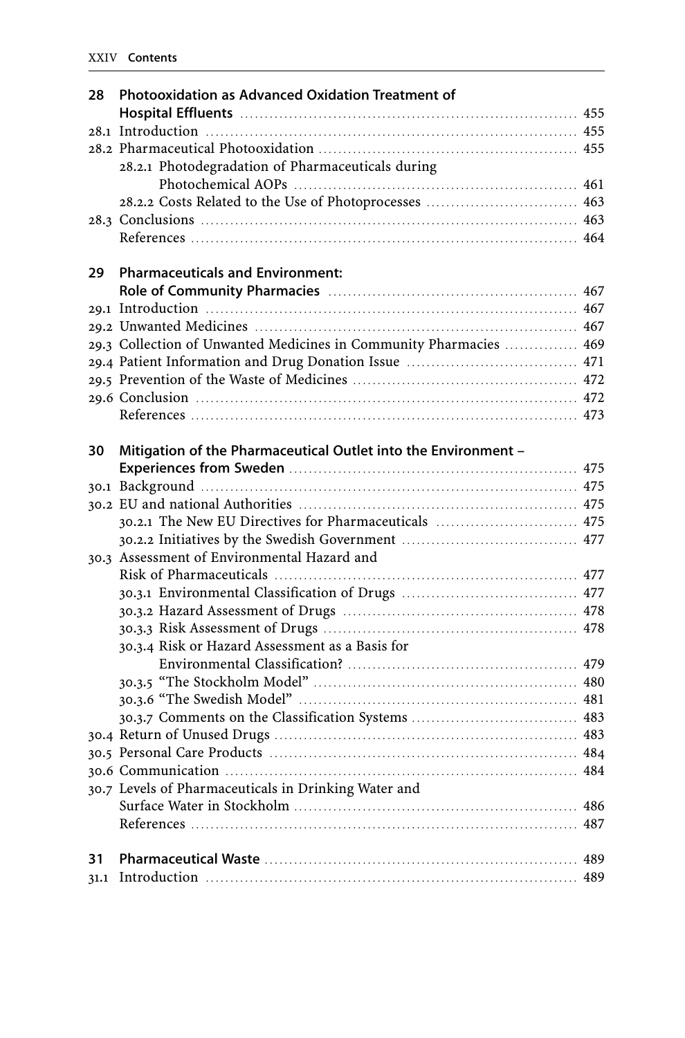**28 Photooxidation as Advanced Oxidation Treatment of Hospital Effluents** 455

28.1 Introduction 455
28.2 Pharmaceutical Photooxidation 455
 28.2.1 Photodegradation of Pharmaceuticals during Photochemical AOPs 461
 28.2.2 Costs Related to the Use of Photoprocesses 463
28.3 Conclusions 463
 References 464

**29 Pharmaceuticals and Environment: Role of Community Pharmacies** 467

29.1 Introduction 467
29.2 Unwanted Medicines 467
29.3 Collection of Unwanted Medicines in Community Pharmacies 469
29.4 Patient Information and Drug Donation Issue 471
29.5 Prevention of the Waste of Medicines 472
29.6 Conclusion 472
 References 473

**30 Mitigation of the Pharmaceutical Outlet into the Environment – Experiences from Sweden** 475

30.1 Background 475
30.2 EU and national Authorities 475
 30.2.1 The New EU Directives for Pharmaceuticals 475
 30.2.2 Initiatives by the Swedish Government 477
30.3 Assessment of Environmental Hazard and Risk of Pharmaceuticals 477
 30.3.1 Environmental Classification of Drugs 477
 30.3.2 Hazard Assessment of Drugs 478
 30.3.3 Risk Assessment of Drugs 478
 30.3.4 Risk or Hazard Assessment as a Basis for Environmental Classification? 479
 30.3.5 "The Stockholm Model" 480
 30.3.6 "The Swedish Model" 481
 30.3.7 Comments on the Classification Systems 483
30.4 Return of Unused Drugs 483
30.5 Personal Care Products 484
30.6 Communication 484
30.7 Levels of Pharmaceuticals in Drinking Water and Surface Water in Stockholm 486
 References 487

**31 Pharmaceutical Waste** 489

31.1 Introduction 489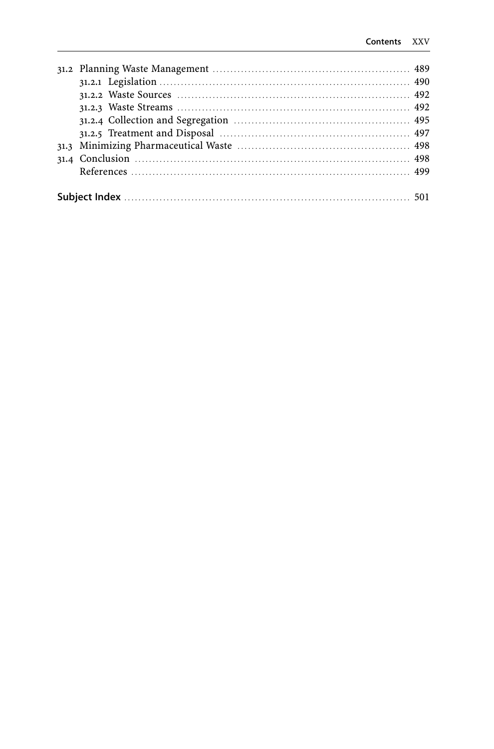31.2 Planning Waste Management ........ 489
  31.2.1 Legislation ........ 490
  31.2.2 Waste Sources ........ 492
  31.2.3 Waste Streams ........ 492
  31.2.4 Collection and Segregation ........ 495
  31.2.5 Treatment and Disposal ........ 497
31.3 Minimizing Pharmaceutical Waste ........ 498
31.4 Conclusion ........ 498
  References ........ 499

**Subject Index** ........ 501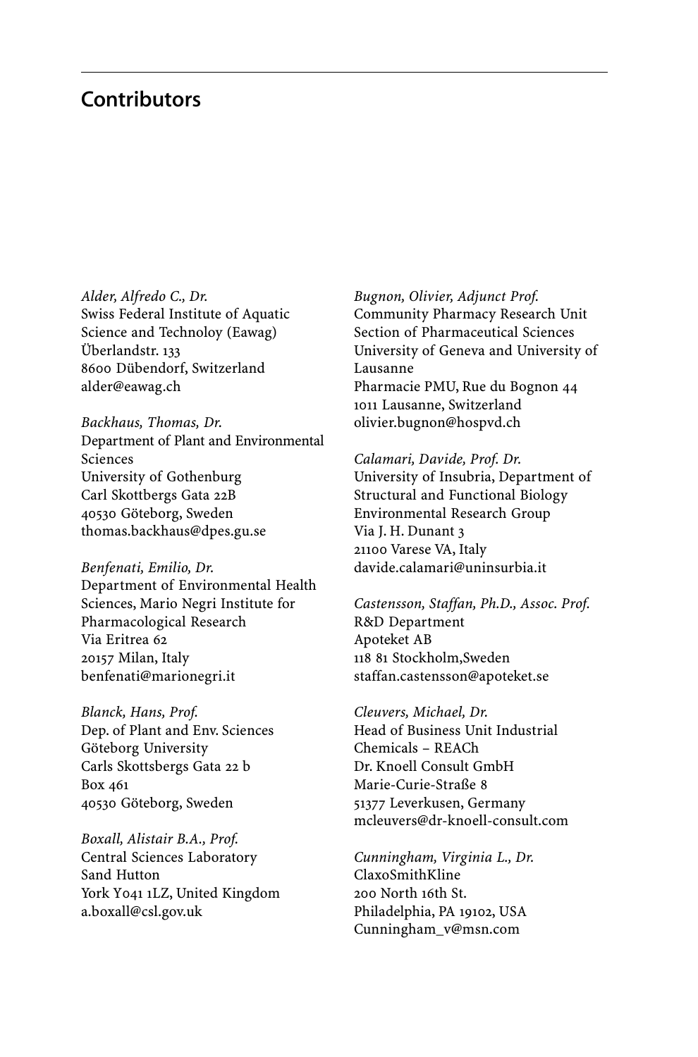# Contributors

*Alder, Alfredo C., Dr.*
Swiss Federal Institute of Aquatic Science and Technoloy (Eawag)
Überlandstr. 133
8600 Dübendorf, Switzerland
alder@eawag.ch

*Backhaus, Thomas, Dr.*
Department of Plant and Environmental Sciences
University of Gothenburg
Carl Skottbergs Gata 22B
40530 Göteborg, Sweden
thomas.backhaus@dpes.gu.se

*Benfenati, Emilio, Dr.*
Department of Environmental Health Sciences, Mario Negri Institute for Pharmacological Research
Via Eritrea 62
20157 Milan, Italy
benfenati@marionegri.it

*Blanck, Hans, Prof.*
Dep. of Plant and Env. Sciences
Göteborg University
Carls Skottsbergs Gata 22 b
Box 461
40530 Göteborg, Sweden

*Boxall, Alistair B.A., Prof.*
Central Sciences Laboratory
Sand Hutton
York YO41 1LZ, United Kingdom
a.boxall@csl.gov.uk

*Bugnon, Olivier, Adjunct Prof.*
Community Pharmacy Research Unit
Section of Pharmaceutical Sciences
University of Geneva and University of Lausanne
Pharmacie PMU, Rue du Bognon 44
1011 Lausanne, Switzerland
olivier.bugnon@hospvd.ch

*Calamari, Davide, Prof. Dr.*
University of Insubria, Department of Structural and Functional Biology
Environmental Research Group
Via J. H. Dunant 3
21100 Varese VA, Italy
davide.calamari@uninsurbia.it

*Castensson, Staffan, Ph.D., Assoc. Prof.*
R&D Department
Apoteket AB
118 81 Stockholm,Sweden
staffan.castensson@apoteket.se

*Cleuvers, Michael, Dr.*
Head of Business Unit Industrial Chemicals – REACh
Dr. Knoell Consult GmbH
Marie-Curie-Straße 8
51377 Leverkusen, Germany
mcleuvers@dr-knoell-consult.com

*Cunningham, Virginia L., Dr.*
ClaxoSmithKline
200 North 16th St.
Philadelphia, PA 19102, USA
Cunningham_v@msn.com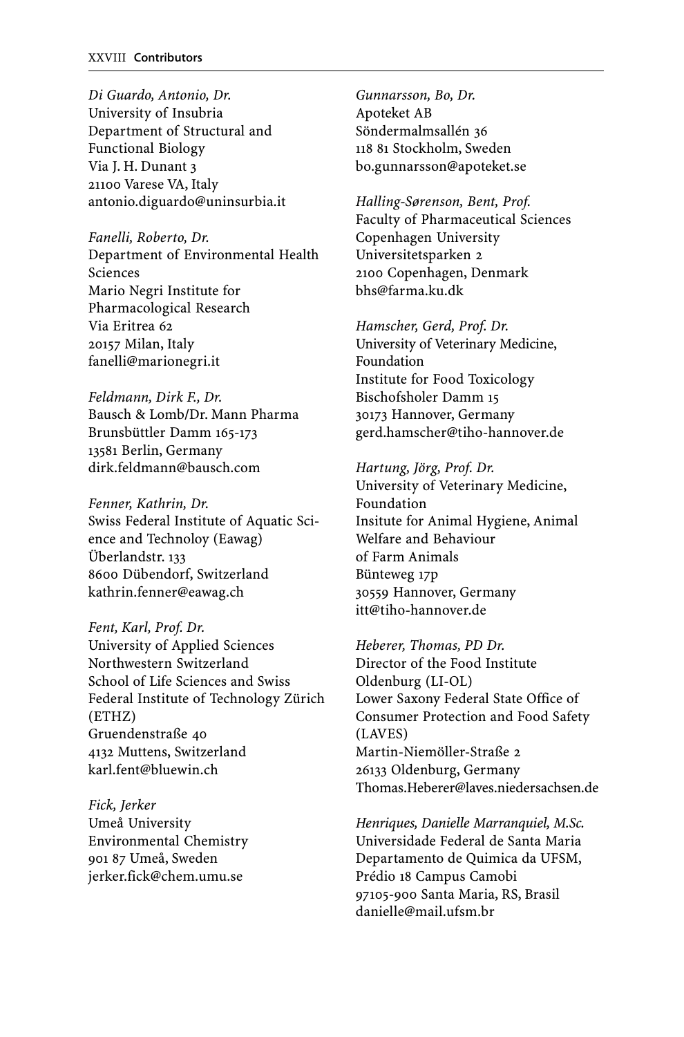*Di Guardo, Antonio, Dr.*
University of Insubria
Department of Structural and Functional Biology
Via J. H. Dunant 3
21100 Varese VA, Italy
antonio.diguardo@uninsurbia.it

*Fanelli, Roberto, Dr.*
Department of Environmental Health Sciences
Mario Negri Institute for Pharmacological Research
Via Eritrea 62
20157 Milan, Italy
fanelli@marionegri.it

*Feldmann, Dirk F., Dr.*
Bausch & Lomb/Dr. Mann Pharma
Brunsbüttler Damm 165-173
13581 Berlin, Germany
dirk.feldmann@bausch.com

*Fenner, Kathrin, Dr.*
Swiss Federal Institute of Aquatic Science and Technoloy (Eawag)
Überlandstr. 133
8600 Dübendorf, Switzerland
kathrin.fenner@eawag.ch

*Fent, Karl, Prof. Dr.*
University of Applied Sciences Northwestern Switzerland
School of Life Sciences and Swiss Federal Institute of Technology Zürich (ETHZ)
Gruendenstraße 40
4132 Muttens, Switzerland
karl.fent@bluewin.ch

*Fick, Jerker*
Umeå University
Environmental Chemistry
901 87 Umeå, Sweden
jerker.fick@chem.umu.se

*Gunnarsson, Bo, Dr.*
Apoteket AB
Söndermalmsallén 36
118 81 Stockholm, Sweden
bo.gunnarsson@apoteket.se

*Halling-Sørenson, Bent, Prof.*
Faculty of Pharmaceutical Sciences
Copenhagen University
Universitetsparken 2
2100 Copenhagen, Denmark
bhs@farma.ku.dk

*Hamscher, Gerd, Prof. Dr.*
University of Veterinary Medicine, Foundation
Institute for Food Toxicology
Bischofsholer Damm 15
30173 Hannover, Germany
gerd.hamscher@tiho-hannover.de

*Hartung, Jörg, Prof. Dr.*
University of Veterinary Medicine, Foundation
Insitute for Animal Hygiene, Animal Welfare and Behaviour of Farm Animals
Bünteweg 17p
30559 Hannover, Germany
itt@tiho-hannover.de

*Heberer, Thomas, PD Dr.*
Director of the Food Institute Oldenburg (LI-OL)
Lower Saxony Federal State Office of Consumer Protection and Food Safety (LAVES)
Martin-Niemöller-Straße 2
26133 Oldenburg, Germany
Thomas.Heberer@laves.niedersachsen.de

*Henriques, Danielle Marranquiel, M.Sc.*
Universidade Federal de Santa Maria
Departamento de Quimica da UFSM, Prédio 18 Campus Camobi
97105-900 Santa Maria, RS, Brasil
danielle@mail.ufsm.br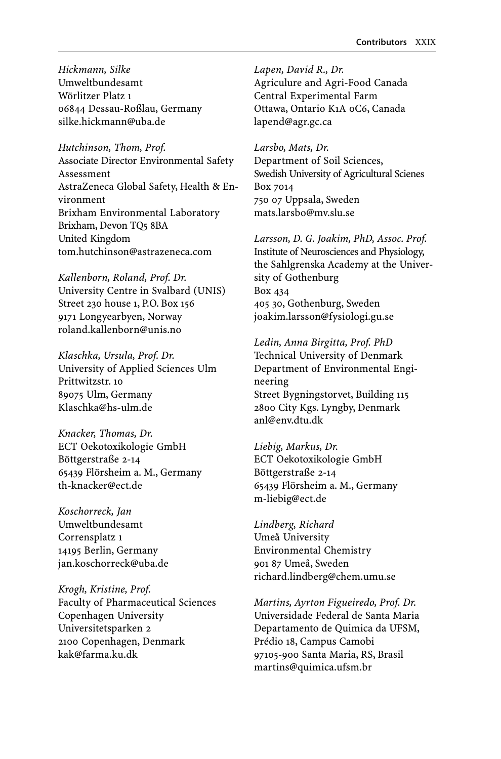*Hickmann, Silke*
Umweltbundesamt
Wörlitzer Platz 1
06844 Dessau-Roßlau, Germany
silke.hickmann@uba.de

*Hutchinson, Thom, Prof.*
Associate Director Environmental Safety Assessment
AstraZeneca Global Safety, Health & Environment
Brixham Environmental Laboratory
Brixham, Devon TQ5 8BA
United Kingdom
tom.hutchinson@astrazeneca.com

*Kallenborn, Roland, Prof. Dr.*
University Centre in Svalbard (UNIS)
Street 230 house 1, P.O. Box 156
9171 Longyearbyen, Norway
roland.kallenborn@unis.no

*Klaschka, Ursula, Prof. Dr.*
University of Applied Sciences Ulm
Prittwitzstr. 10
89075 Ulm, Germany
Klaschka@hs-ulm.de

*Knacker, Thomas, Dr.*
ECT Oekotoxikologie GmbH
Böttgerstraße 2-14
65439 Flörsheim a. M., Germany
th-knacker@ect.de

*Koschorreck, Jan*
Umweltbundesamt
Corrensplatz 1
14195 Berlin, Germany
jan.koschorreck@uba.de

*Krogh, Kristine, Prof.*
Faculty of Pharmaceutical Sciences
Copenhagen University
Universitetsparken 2
2100 Copenhagen, Denmark
kak@farma.ku.dk

*Lapen, David R., Dr.*
Agriculure and Agri-Food Canada
Central Experimental Farm
Ottawa, Ontario K1A 0C6, Canada
lapend@agr.gc.ca

*Larsbo, Mats, Dr.*
Department of Soil Sciences,
Swedish University of Agricultural Scienes
Box 7014
750 07 Uppsala, Sweden
mats.larsbo@mv.slu.se

*Larsson, D. G. Joakim, PhD, Assoc. Prof.*
Institute of Neurosciences and Physiology,
the Sahlgrenska Academy at the University of Gothenburg
Box 434
405 30, Gothenburg, Sweden
joakim.larsson@fysiologi.gu.se

*Ledin, Anna Birgitta, Prof. PhD*
Technical University of Denmark
Department of Environmental Engineering
Street Bygningstorvet, Building 115
2800 City Kgs. Lyngby, Denmark
anl@env.dtu.dk

*Liebig, Markus, Dr.*
ECT Oekotoxikologie GmbH
Böttgerstraße 2-14
65439 Flörsheim a. M., Germany
m-liebig@ect.de

*Lindberg, Richard*
Umeå University
Environmental Chemistry
901 87 Umeå, Sweden
richard.lindberg@chem.umu.se

*Martins, Ayrton Figueiredo, Prof. Dr.*
Universidade Federal de Santa Maria
Departamento de Quimica da UFSM,
Prédio 18, Campus Camobi
97105-900 Santa Maria, RS, Brasil
martins@quimica.ufsm.br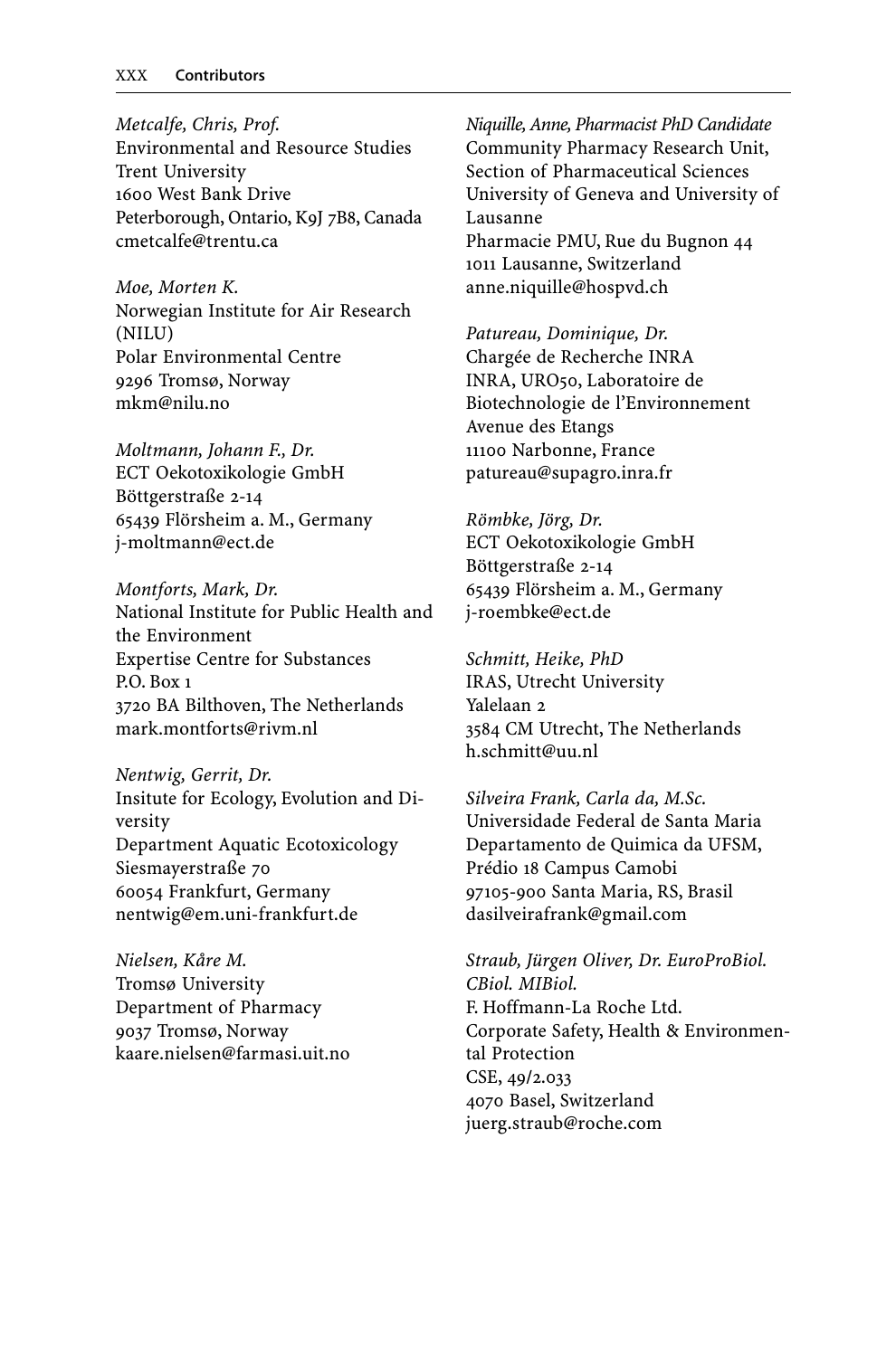*Metcalfe, Chris, Prof.*
Environmental and Resource Studies
Trent University
1600 West Bank Drive
Peterborough, Ontario, K9J 7B8, Canada
cmetcalfe@trentu.ca

*Moe, Morten K.*
Norwegian Institute for Air Research (NILU)
Polar Environmental Centre
9296 Tromsø, Norway
mkm@nilu.no

*Moltmann, Johann F., Dr.*
ECT Oekotoxikologie GmbH
Böttgerstraße 2-14
65439 Flörsheim a. M., Germany
j-moltmann@ect.de

*Montforts, Mark, Dr.*
National Institute for Public Health and the Environment
Expertise Centre for Substances
P.O. Box 1
3720 BA Bilthoven, The Netherlands
mark.montforts@rivm.nl

*Nentwig, Gerrit, Dr.*
Insitute for Ecology, Evolution and Diversity
Department Aquatic Ecotoxicology
Siesmayerstraße 70
60054 Frankfurt, Germany
nentwig@em.uni-frankfurt.de

*Nielsen, Kåre M.*
Tromsø University
Department of Pharmacy
9037 Tromsø, Norway
kaare.nielsen@farmasi.uit.no

*Niquille, Anne, Pharmacist PhD Candidate*
Community Pharmacy Research Unit, Section of Pharmaceutical Sciences
University of Geneva and University of Lausanne
Pharmacie PMU, Rue du Bugnon 44
1011 Lausanne, Switzerland
anne.niquille@hospvd.ch

*Patureau, Dominique, Dr.*
Chargée de Recherche INRA
INRA, URO50, Laboratoire de Biotechnologie de l'Environnement
Avenue des Etangs
11100 Narbonne, France
patureau@supagro.inra.fr

*Römbke, Jörg, Dr.*
ECT Oekotoxikologie GmbH
Böttgerstraße 2-14
65439 Flörsheim a. M., Germany
j-roembke@ect.de

*Schmitt, Heike, PhD*
IRAS, Utrecht University
Yalelaan 2
3584 CM Utrecht, The Netherlands
h.schmitt@uu.nl

*Silveira Frank, Carla da, M.Sc.*
Universidade Federal de Santa Maria
Departamento de Quimica da UFSM, Prédio 18 Campus Camobi
97105-900 Santa Maria, RS, Brasil
dasilveirafrank@gmail.com

*Straub, Jürgen Oliver, Dr. EuroProBiol. CBiol. MIBiol.*
F. Hoffmann-La Roche Ltd.
Corporate Safety, Health & Environmental Protection
CSE, 49/2.033
4070 Basel, Switzerland
juerg.straub@roche.com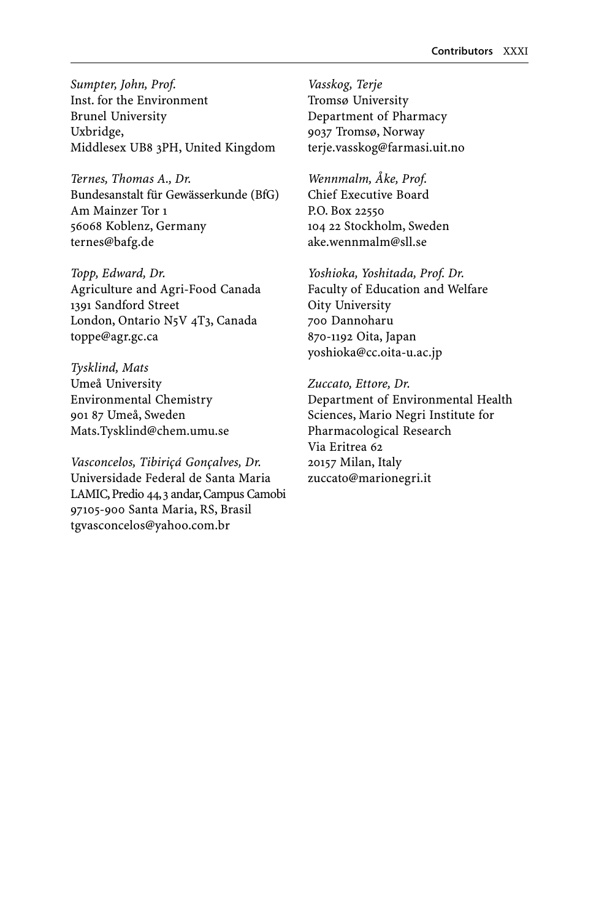*Sumpter, John, Prof.*
Inst. for the Environment
Brunel University
Uxbridge,
Middlesex UB8 3PH, United Kingdom

*Ternes, Thomas A., Dr.*
Bundesanstalt für Gewässerkunde (BfG)
Am Mainzer Tor 1
56068 Koblenz, Germany
ternes@bafg.de

*Topp, Edward, Dr.*
Agriculture and Agri-Food Canada
1391 Sandford Street
London, Ontario N5V 4T3, Canada
toppe@agr.gc.ca

*Tysklind, Mats*
Umeå University
Environmental Chemistry
901 87 Umeå, Sweden
Mats.Tysklind@chem.umu.se

*Vasconcelos, Tibiriçá Gonçalves, Dr.*
Universidade Federal de Santa Maria
LAMIC, Predio 44, 3 andar, Campus Camobi
97105-900 Santa Maria, RS, Brasil
tgvasconcelos@yahoo.com.br

*Vasskog, Terje*
Tromsø University
Department of Pharmacy
9037 Tromsø, Norway
terje.vasskog@farmasi.uit.no

*Wennmalm, Åke, Prof.*
Chief Executive Board
P.O. Box 22550
104 22 Stockholm, Sweden
ake.wennmalm@sll.se

*Yoshioka, Yoshitada, Prof. Dr.*
Faculty of Education and Welfare
Oity University
700 Dannoharu
870-1192 Oita, Japan
yoshioka@cc.oita-u.ac.jp

*Zuccato, Ettore, Dr.*
Department of Environmental Health Sciences, Mario Negri Institute for Pharmacological Research
Via Eritrea 62
20157 Milan, Italy
zuccato@marionegri.it